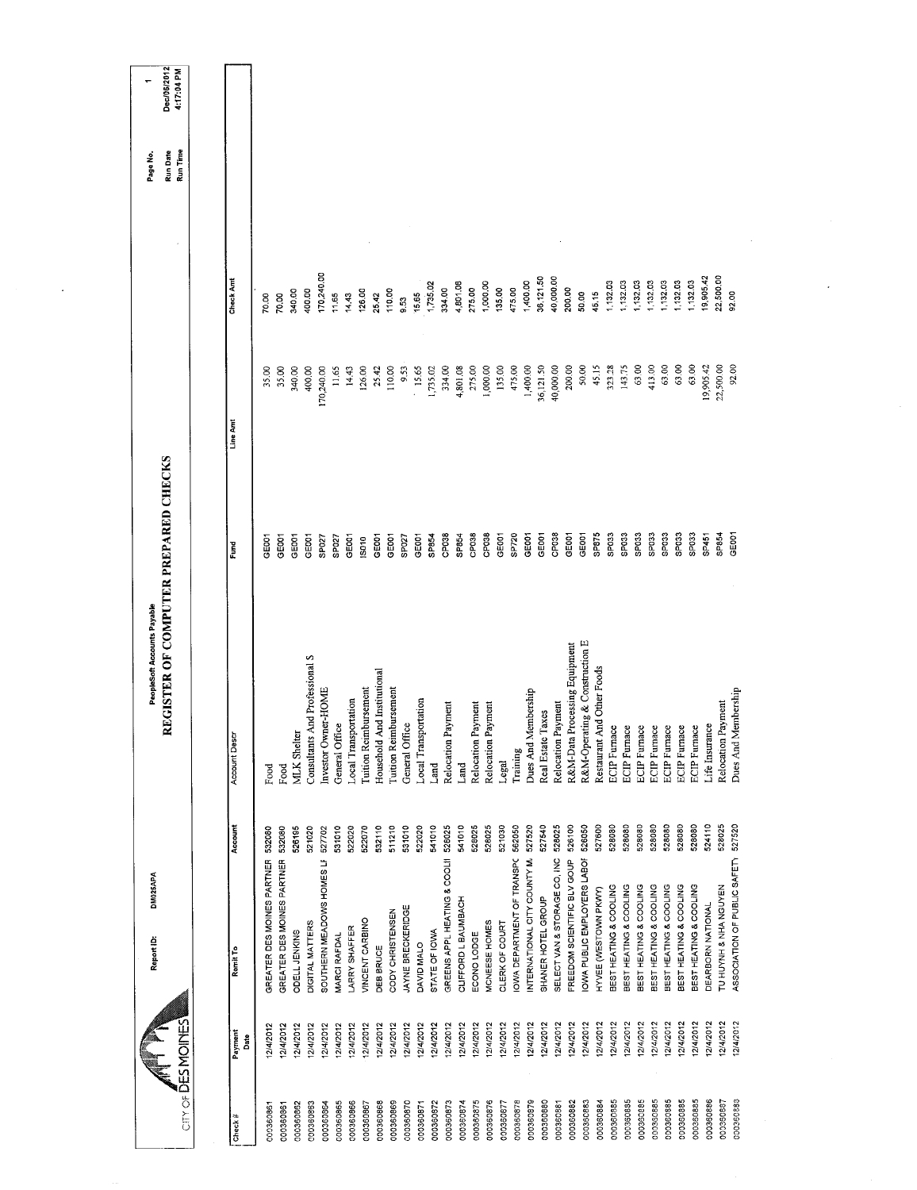CITY OF DES MOINES

Report ID: DM025APA

PeopleSoft Accounts Payable

# REGISTER OF COMPUTER PREPARED CHECKS

Page No. 1
Run Date Dec/05/2012
Run Time 4:17:04 PM

| Check # | Payment Date | Remit To | Account | Account Descr | Fund | Line Amt | Check Amt |
|---|---|---|---|---|---|---|---|
| 000360861 | 12/4/2012 | GREATER DES MOINES PARTNER | 532080 | Food | GE001 | 35.00 | 70.00 |
| 000360861 | 12/4/2012 | GREATER DES MOINES PARTNER | 532080 | Food | GE001 | 35.00 | 70.00 |
| 000360862 | 12/4/2012 | ODELL JENKINS | 526165 | MLK Shelter | GE001 | 340.00 | 340.00 |
| 000360863 | 12/4/2012 | DIGITAL MATTERS | 521020 | Consultants And Professional S | GE001 | 400.00 | 400.00 |
| 000360864 | 12/4/2012 | SOUTHERN MEADOWS HOMES LI | 527702 | Investor Owner-HOME | SP027 | 170,240.00 | 170,240.00 |
| 000360865 | 12/4/2012 | MARCI RAFDAL | 531010 | General Office | SP027 | 11.65 | 11.65 |
| 000360866 | 12/4/2012 | LARRY SHAFFER | 522020 | Local Transportation | GE001 | 14.43 | 14.43 |
| 000360867 | 12/4/2012 | VINCENT CARBINO | 522070 | Tuition Reimbursement | IS010 | 126.00 | 126.00 |
| 000360868 | 12/4/2012 | DEB BRUCE | 532110 | Household And Institutional | GE001 | 25.42 | 25.42 |
| 000360869 | 12/4/2012 | CODY CHRISTENSEN | 511210 | Tuition Reimbursement | GE001 | 110.00 | 110.00 |
| 000360870 | 12/4/2012 | JAYNE BRECKERIDGE | 531010 | General Office | SP027 | 9.53 | 9.53 |
| 000360871 | 12/4/2012 | DAVID MALO | 522020 | Local Transportation | GE001 | 15.65 | 15.65 |
| 000360872 | 12/4/2012 | STATE OF IOWA | 541010 | Land | SP854 | 1,735.02 | 1,735.02 |
| 000360873 | 12/4/2012 | GREENS APPL HEATING & COOLII | 528025 | Relocation Payment | CP038 | 334.00 | 334.00 |
| 000360874 | 12/4/2012 | CLIFFORD L BAUMBACH | 541010 | Land | SP854 | 4,801.08 | 4,801.08 |
| 000360875 | 12/4/2012 | ECONO LODGE | 528025 | Relocation Payment | CP038 | 275.00 | 275.00 |
| 000360876 | 12/4/2012 | MCNEESE HOMES | 528025 | Relocation Payment | CP038 | 1,000.00 | 1,000.00 |
| 000360877 | 12/4/2012 | CLERK OF COURT | 521030 | Legal | GE001 | 135.00 | 135.00 |
| 000360878 | 12/4/2012 | IOWA DEPARTMENT OF TRANSPC | 562050 | Training | SP720 | 475.00 | 475.00 |
| 000360879 | 12/4/2012 | INTERNATIONAL CITY COUNTY M. | 527520 | Dues And Membership | GE001 | 1,400.00 | 1,400.00 |
| 000360880 | 12/4/2012 | SHANER HOTEL GROUP | 527540 | Real Estate Taxes | GE001 | 36,121.50 | 36,121.50 |
| 000360881 | 12/4/2012 | SELECT VAN & STORAGE CO, INC | 528025 | Relocation Payment | CP038 | 40,000.00 | 40,000.00 |
| 000360882 | 12/4/2012 | FREEDOM SCIENTIFIC BLV GOUP | 526100 | R&M-Data Processing Equipment | GE001 | 200.00 | 200.00 |
| 000360883 | 12/4/2012 | IOWA PUBLIC EMPLOYERS LABOI | 526050 | R&M-Operating & Construction E | GE001 | 50.00 | 50.00 |
| 000360884 | 12/4/2012 | HYVEE (WESTOWN PKWY) | 527600 | Restaurant And Other Foods | SP875 | 45.15 | 45.15 |
| 000360885 | 12/4/2012 | BEST HEATING & COOLING | 528080 | ECIP Furnace | SP033 | 323.28 | 1,132.03 |
| 000360885 | 12/4/2012 | BEST HEATING & COOLING | 528080 | ECIP Furnace | SP033 | 143.75 | 1,132.03 |
| 000360885 | 12/4/2012 | BEST HEATING & COOLING | 528080 | ECIP Furnace | SP033 | 63.00 | 1,132.03 |
| 000360885 | 12/4/2012 | BEST HEATING & COOLING | 528080 | ECIP Furnace | SP033 | 413.00 | 1,132.03 |
| 000360885 | 12/4/2012 | BEST HEATING & COOLING | 528080 | ECIP Furnace | SP033 | 63.00 | 1,132.03 |
| 000360885 | 12/4/2012 | BEST HEATING & COOLING | 528080 | ECIP Furnace | SP033 | 63.00 | 1,132.03 |
| 000360885 | 12/4/2012 | BEST HEATING & COOLING | 528080 | ECIP Furnace | SP033 | 63.00 | 1,132.03 |
| 000360886 | 12/4/2012 | DEARBORN NATIONAL | 524110 | Life Insurance | SP451 | 19,905.42 | 19,905.42 |
| 000360887 | 12/4/2012 | TU HUYNH & NHA NGUYEN | 528025 | Relocation Payment | SP854 | 22,500.00 | 22,500.00 |
| 000360888 | 12/4/2012 | ASSOCIATION OF PUBLIC SAFETY | 527520 | Dues And Membership | GE001 | 92.00 | 92.00 |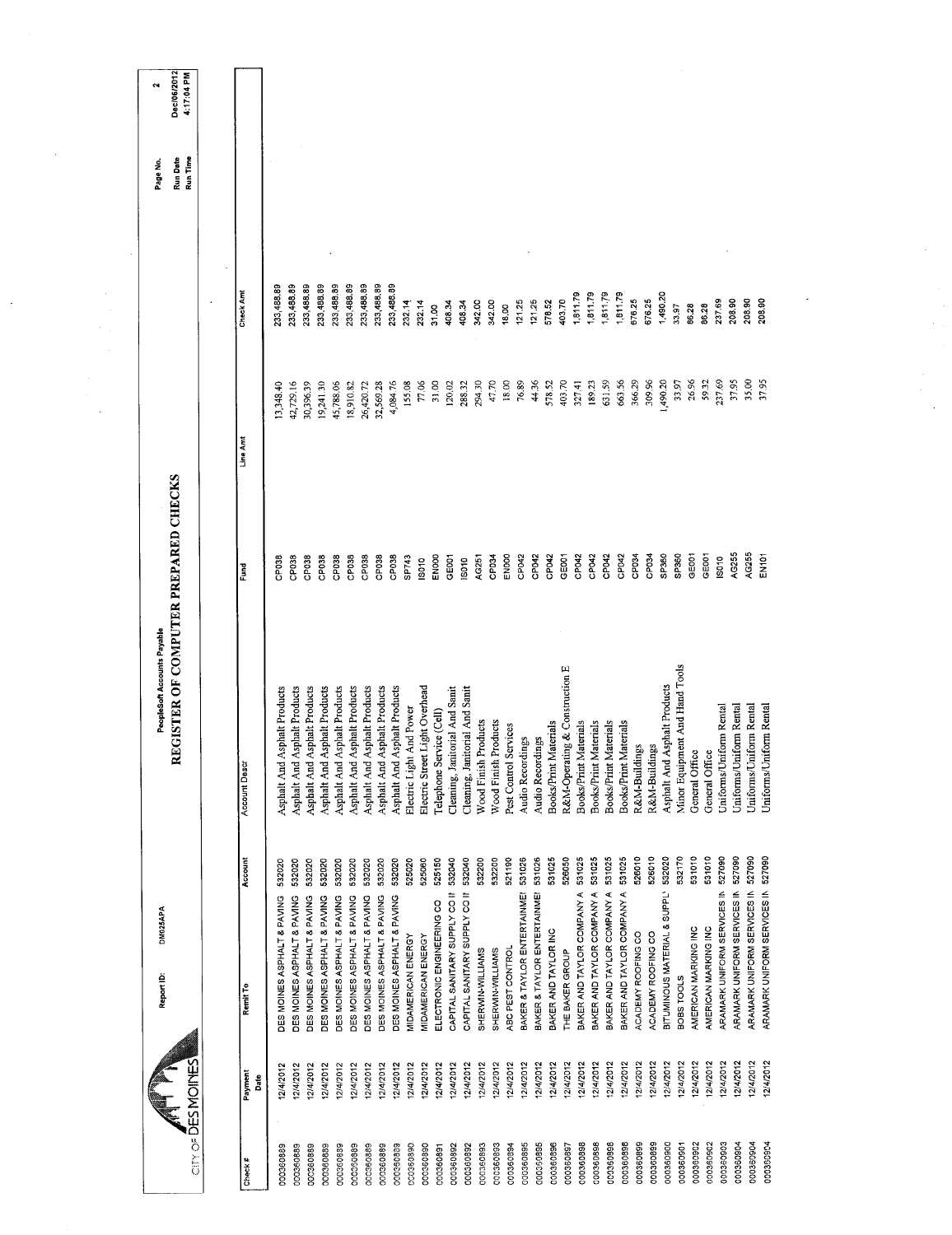CITY OF DES MOINES

Report ID: DM025APA

PeopleSoft Accounts Payable

# REGISTER OF COMPUTER PREPARED CHECKS

Run Date Dec/06/2012
Run Time 4:17:04 PM

| Check # | Payment Date | Remit To | Account | Account Descr | Fund | Line Amt | Check Amt |
|---|---|---|---|---|---|---|---|
| 000360889 | 12/4/2012 | DES MOINES ASPHALT & PAVING | 532020 | Asphalt And Asphalt Products | CP038 | 13,348.40 | 233,488.89 |
| 000360889 | 12/4/2012 | DES MOINES ASPHALT & PAVING | 532020 | Asphalt And Asphalt Products | CP038 | 42,729.16 | 233,488.89 |
| 000360889 | 12/4/2012 | DES MOINES ASPHALT & PAVING | 532020 | Asphalt And Asphalt Products | CP038 | 30,396.39 | 233,488.89 |
| 000360889 | 12/4/2012 | DES MOINES ASPHALT & PAVING | 532020 | Asphalt And Asphalt Products | CP038 | 19,241.30 | 233,488.89 |
| 000360889 | 12/4/2012 | DES MOINES ASPHALT & PAVING | 532020 | Asphalt And Asphalt Products | CP038 | 45,788.06 | 233,488.89 |
| 000360889 | 12/4/2012 | DES MOINES ASPHALT & PAVING | 532020 | Asphalt And Asphalt Products | CP038 | 18,910.82 | 233,488.89 |
| 000360889 | 12/4/2012 | DES MOINES ASPHALT & PAVING | 532020 | Asphalt And Asphalt Products | CP038 | 26,420.72 | 233,488.89 |
| 000360889 | 12/4/2012 | DES MOINES ASPHALT & PAVING | 532020 | Asphalt And Asphalt Products | CP038 | 32,569.28 | 233,488.89 |
| 000360889 | 12/4/2012 | DES MOINES ASPHALT & PAVING | 532020 | Asphalt And Asphalt Products | CP038 | 4,084.76 | 233,488.89 |
| 000360890 | 12/4/2012 | MIDAMERICAN ENERGY | 525020 | Electric Light And Power | SP743 | 155.08 | 232.14 |
| 000360890 | 12/4/2012 | MIDAMERICAN ENERGY | 525060 | Electric Street Light Overhead | IS010 | 77.06 | 232.14 |
| 000360891 | 12/4/2012 | ELECTRONIC ENGINEERING CO | 525150 | Telephone Service (Cell) | EN000 | 31.00 | 31.00 |
| 000360892 | 12/4/2012 | CAPITAL SANITARY SUPPLY CO IN | 532040 | Cleaning, Janitorial And Sanit | GE001 | 120.02 | 408.34 |
| 000360892 | 12/4/2012 | CAPITAL SANITARY SUPPLY CO IN | 532040 | Cleaning, Janitorial And Sanit | IS010 | 288.32 | 408.34 |
| 000360893 | 12/4/2012 | SHERWIN-WILLIAMS | 532200 | Wood Finish Products | AG251 | 294.30 | 342.00 |
| 000360893 | 12/4/2012 | SHERWIN-WILLIAMS | 532200 | Wood Finish Products | CP034 | 47.70 | 342.00 |
| 000360894 | 12/4/2012 | ABC PEST CONTROL | 521190 | Pest Control Services | EN000 | 18.00 | 18.00 |
| 000360895 | 12/4/2012 | BAKER & TAYLOR ENTERTAINMEI | 531026 | Audio Recordings | CP042 | 76.89 | 121.25 |
| 000360895 | 12/4/2012 | BAKER & TAYLOR ENTERTAINMEI | 531026 | Audio Recordings | CP042 | 44.36 | 121.25 |
| 000360896 | 12/4/2012 | BAKER AND TAYLOR INC | 531025 | Books/Print Materials | CP042 | 578.52 | 578.52 |
| 000360897 | 12/4/2012 | THE BAKER GROUP | 526050 | R&M-Operating & Construction E | GE001 | 403.70 | 403.70 |
| 000360898 | 12/4/2012 | BAKER AND TAYLOR COMPANY A | 531025 | Books/Print Materials | CP042 | 327.41 | 1,811.79 |
| 000360898 | 12/4/2012 | BAKER AND TAYLOR COMPANY A | 531025 | Books/Print Materials | CP042 | 189.23 | 1,811.79 |
| 000360898 | 12/4/2012 | BAKER AND TAYLOR COMPANY A | 531025 | Books/Print Materials | CP042 | 631.59 | 1,811.79 |
| 000360898 | 12/4/2012 | BAKER AND TAYLOR COMPANY A | 531025 | Books/Print Materials | CP042 | 663.56 | 1,811.79 |
| 000360899 | 12/4/2012 | ACADEMY ROOFING CO | 526010 | R&M-Buildings | CP034 | 366.29 | 676.25 |
| 000360899 | 12/4/2012 | ACADEMY ROOFING CO | 526010 | R&M-Buildings | CP034 | 309.96 | 676.25 |
| 000360900 | 12/4/2012 | BITUMINOUS MATERIAL & SUPPL' | 532020 | Asphalt And Asphalt Products | SP360 | 1,490.20 | 1,490.20 |
| 000360901 | 12/4/2012 | BOBS TOOLS | 532170 | Minor Equipment And Hand Tools | SP360 | 33.97 | 33.97 |
| 000360902 | 12/4/2012 | AMERICAN MARKING INC | 531010 | General Office | GE001 | 26.96 | 86.28 |
| 000360902 | 12/4/2012 | AMERICAN MARKING INC | 531010 | General Office | GE001 | 59.32 | 86.28 |
| 000360903 | 12/4/2012 | ARAMARK UNIFORM SERVICES IN | 527090 | Uniforms/Uniform Rental | IS010 | 237.69 | 237.69 |
| 000360904 | 12/4/2012 | ARAMARK UNIFORM SERVICES IN | 527090 | Uniforms/Uniform Rental | AG255 | 37.95 | 208.90 |
| 000360904 | 12/4/2012 | ARAMARK UNIFORM SERVICES IN | 527090 | Uniforms/Uniform Rental | AG255 | 35.00 | 208.90 |
| 000360904 | 12/4/2012 | ARAMARK UNIFORM SERVICES IN | 527090 | Uniforms/Uniform Rental | EN101 | 37.95 | 208.90 |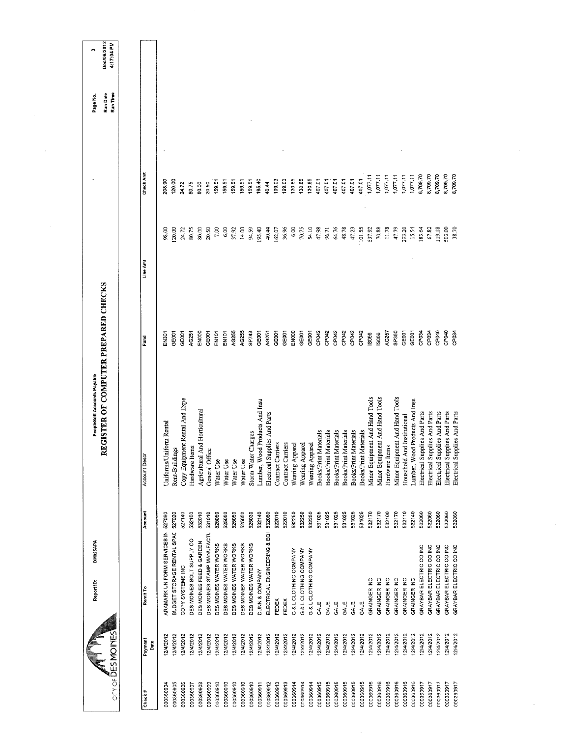CITY OF DES MOINES

Report ID: DM025APA

PeopleSoft Accounts Payable

# REGISTER OF COMPUTER PREPARED CHECKS

Run Date Dec/06/2012
Run Time 4:17:04 PM

| Check # | Payment Date | Remit To | Account | Account Descr | Fund | Line Amt | Check Amt |
|---|---|---|---|---|---|---|---|
| 000360904 | 12/4/2012 | ARAMARK UNIFORM SERVICES IN | 527090 | Uniforms/Uniform Rental | EN301 | 98.00 | 208.90 |
| 000360905 | 12/4/2012 | BUDGET STORAGE RENTAL SPAC | 527020 | Rent-Buildings | GE001 | 120.00 | 120.00 |
| 000360906 | 12/4/2012 | COPY SYSTEMS INC | 527140 | Copy Equipment Rental And Expe | GE001 | 24.72 | 24.72 |
| 000360907 | 12/4/2012 | DES MOINES BOLT SUPPLY CO | 532100 | Hardware Items | AG251 | 80.75 | 80.75 |
| 000360908 | 12/4/2012 | DES MOINES FEED & GARDEN | 532010 | Agricultural And Horticultural | EN000 | 80.00 | 80.00 |
| 000360909 | 12/4/2012 | DES MOINES STAMP MANUFACTU | 531010 | General Office | GE001 | 20.50 | 20.50 |
| 000360910 | 12/4/2012 | DES MOINES WATER WORKS | 525050 | Water Use | EN101 | 7.00 | 159.51 |
| 000360910 | 12/4/2012 | DES MOINES WATER WORKS | 525050 | Water Use | EN101 | 6.00 | 159.51 |
| 000360910 | 12/4/2012 | DES MOINES WATER WORKS | 525050 | Water Use | AG255 | 37.92 | 159.51 |
| 000360910 | 12/4/2012 | DES MOINES WATER WORKS | 525050 | Water Use | AG255 | 14.00 | 159.51 |
| 000360910 | 12/4/2012 | DES MOINES WATER WORKS | 525030 | Storm Water Charges | SP743 | 94.59 | 159.51 |
| 000360911 | 12/4/2012 | DUNN & COMPANY | 532140 | Lumber, Wood Products And Insu | GE001 | 195.40 | 195.40 |
| 000360912 | 12/4/2012 | ELECTRICAL ENGINEERING & EQI | 532060 | Electrical Supplies And Parts | AG251 | 40.44 | 40.44 |
| 000360913 | 12/4/2012 | FEDEX | 522010 | Contract Carriers | GE001 | 162.07 | 199.03 |
| 000360913 | 12/4/2012 | FEDEX | 522010 | Contract Carriers | GE001 | 36.96 | 199.03 |
| 000360914 | 12/4/2012 | G & L CLOTHING COMPANY | 532250 | Wearing Apparel | EN000 | 6.00 | 130.85 |
| 000360914 | 12/4/2012 | G & L CLOTHING COMPANY | 532250 | Wearing Apparel | GE001 | 70.75 | 130.85 |
| 000360914 | 12/4/2012 | G & L CLOTHING COMPANY | 532250 | Wearing Apparel | GE001 | 54.10 | 130.85 |
| 000360915 | 12/4/2012 | GALE | 531025 | Books/Print Materials | CP042 | 47.98 | 407.01 |
| 000360915 | 12/4/2012 | GALE | 531025 | Books/Print Materials | CP042 | 96.71 | 407.01 |
| 000360915 | 12/4/2012 | GALE | 531025 | Books/Print Materials | CP042 | 64.76 | 407.01 |
| 000360915 | 12/4/2012 | GALE | 531025 | Books/Print Materials | CP042 | 48.78 | 407.01 |
| 000360915 | 12/4/2012 | GALE | 531025 | Books/Print Materials | CP042 | 47.23 | 407.01 |
| 000360915 | 12/4/2012 | GALE | 531025 | Books/Print Materials | CP042 | 101.55 | 407.01 |
| 000360916 | 12/4/2012 | GRAINGER INC | 532170 | Minor Equipment And Hand Tools | IS066 | 637.92 | 1,077.11 |
| 000360916 | 12/4/2012 | GRAINGER INC | 532170 | Minor Equipment And Hand Tools | IS066 | 70.88 | 1,077.11 |
| 000360916 | 12/4/2012 | GRAINGER INC | 532100 | Hardware Items | AG257 | 11.78 | 1,077.11 |
| 000360916 | 12/4/2012 | GRAINGER INC | 532170 | Minor Equipment And Hand Tools | SP360 | 47.79 | 1,077.11 |
| 000360916 | 12/4/2012 | GRAINGER INC | 532110 | Household And Institutional | GE001 | 293.20 | 1,077.11 |
| 000360916 | 12/4/2012 | GRAINGER INC | 532140 | Lumber, Wood Products And Insu | GE001 | 15.54 | 1,077.11 |
| 000360917 | 12/4/2012 | GRAYBAR ELECTRIC CO INC | 532060 | Electrical Supplies And Parts | CP034 | 183.64 | 8,709.70 |
| 000360917 | 12/4/2012 | GRAYBAR ELECTRIC CO INC | 532060 | Electrical Supplies And Parts | CP034 | 67.82 | 8,709.70 |
| 000360917 | 12/4/2012 | GRAYBAR ELECTRIC CO INC | 532060 | Electrical Supplies And Parts | CP040 | 119.18 | 8,709.70 |
| 000360917 | 12/4/2012 | GRAYBAR ELECTRIC CO INC | 532060 | Electrical Supplies And Parts | CP040 | 500.00 | 8,709.70 |
| 000360917 | 12/4/2012 | GRAYBAR ELECTRIC CO INC | 532060 | Electrical Supplies And Parts | CP034 | 38.70 | 8,709.70 |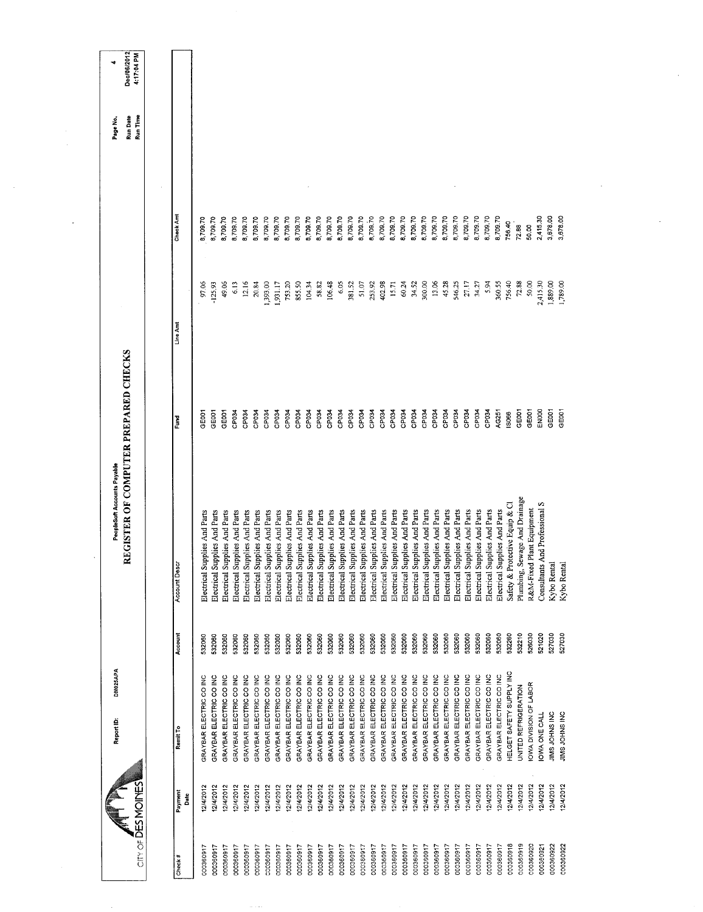CITY OF DES MOINES

Report ID: DM025APA

PeopleSoft Accounts Payable

# REGISTER OF COMPUTER PREPARED CHECKS

Run Date: Dec/06/2012
Run Time: 4:17:04 PM

| Check # | Payment Date | Remit To | Account | Account Descr | Fund | Line Amt | Check Amt |
|---|---|---|---|---|---|---|---|
| 000360917 | 12/4/2012 | GRAYBAR ELECTRIC CO INC | 532060 | Electrical Supplies And Parts | GE001 | 97.06 | 8,709.70 |
| 000360917 | 12/4/2012 | GRAYBAR ELECTRIC CO INC | 532060 | Electrical Supplies And Parts | GE001 | -125.93 | 8,709.70 |
| 000360917 | 12/4/2012 | GRAYBAR ELECTRIC CO INC | 532060 | Electrical Supplies And Parts | GE001 | 49.06 | 8,709.70 |
| 000360917 | 12/4/2012 | GRAYBAR ELECTRIC CO INC | 532060 | Electrical Supplies And Parts | CP034 | 6.13 | 8,709.70 |
| 000360917 | 12/4/2012 | GRAYBAR ELECTRIC CO INC | 532060 | Electrical Supplies And Parts | CP034 | 12.16 | 8,709.70 |
| 000360917 | 12/4/2012 | GRAYBAR ELECTRIC CO INC | 532060 | Electrical Supplies And Parts | CP034 | 20.84 | 8,709.70 |
| 000360917 | 12/4/2012 | GRAYBAR ELECTRIC CO INC | 532060 | Electrical Supplies And Parts | CP034 | 1,393.00 | 8,709.70 |
| 000360917 | 12/4/2012 | GRAYBAR ELECTRIC CO INC | 532060 | Electrical Supplies And Parts | CP034 | 1,931.17 | 8,709.70 |
| 000360917 | 12/4/2012 | GRAYBAR ELECTRIC CO INC | 532060 | Electrical Supplies And Parts | CP034 | 753.20 | 8,709.70 |
| 000360917 | 12/4/2012 | GRAYBAR ELECTRIC CO INC | 532060 | Electrical Supplies And Parts | CP034 | 855.50 | 8,709.70 |
| 000360917 | 12/4/2012 | GRAYBAR ELECTRIC CO INC | 532060 | Electrical Supplies And Parts | CP034 | 104.34 | 8,709.70 |
| 000360917 | 12/4/2012 | GRAYBAR ELECTRIC CO INC | 532060 | Electrical Supplies And Parts | CP034 | 58.82 | 8,709.70 |
| 000360917 | 12/4/2012 | GRAYBAR ELECTRIC CO INC | 532060 | Electrical Supplies And Parts | CP034 | 106.48 | 8,709.70 |
| 000360917 | 12/4/2012 | GRAYBAR ELECTRIC CO INC | 532060 | Electrical Supplies And Parts | CP034 | 6.05 | 8,709.70 |
| 000360917 | 12/4/2012 | GRAYBAR ELECTRIC CO INC | 532060 | Electrical Supplies And Parts | CP034 | 381.52 | 8,709.70 |
| 000360917 | 12/4/2012 | GRAYBAR ELECTRIC CO INC | 532060 | Electrical Supplies And Parts | CP034 | 51.07 | 8,709.70 |
| 000360917 | 12/4/2012 | GRAYBAR ELECTRIC CO INC | 532060 | Electrical Supplies And Parts | CP034 | 253.92 | 8,709.70 |
| 000360917 | 12/4/2012 | GRAYBAR ELECTRIC CO INC | 532060 | Electrical Supplies And Parts | CP034 | 402.98 | 8,709.70 |
| 000360917 | 12/4/2012 | GRAYBAR ELECTRIC CO INC | 532060 | Electrical Supplies And Parts | CP034 | 15.71 | 8,709.70 |
| 000360917 | 12/4/2012 | GRAYBAR ELECTRIC CO INC | 532060 | Electrical Supplies And Parts | CP034 | 60.24 | 8,709.70 |
| 000360917 | 12/4/2012 | GRAYBAR ELECTRIC CO INC | 532060 | Electrical Supplies And Parts | CP034 | 34.52 | 8,709.70 |
| 000360917 | 12/4/2012 | GRAYBAR ELECTRIC CO INC | 532060 | Electrical Supplies And Parts | CP034 | 300.00 | 8,709.70 |
| 000360917 | 12/4/2012 | GRAYBAR ELECTRIC CO INC | 532060 | Electrical Supplies And Parts | CP034 | 13.06 | 8,709.70 |
| 000360917 | 12/4/2012 | GRAYBAR ELECTRIC CO INC | 532060 | Electrical Supplies And Parts | CP034 | 45.28 | 8,709.70 |
| 000360917 | 12/4/2012 | GRAYBAR ELECTRIC CO INC | 532060 | Electrical Supplies And Parts | CP034 | 546.25 | 8,709.70 |
| 000360917 | 12/4/2012 | GRAYBAR ELECTRIC CO INC | 532060 | Electrical Supplies And Parts | CP034 | 27.17 | 8,709.70 |
| 000360917 | 12/4/2012 | GRAYBAR ELECTRIC CO INC | 532060 | Electrical Supplies And Parts | CP034 | 34.27 | 8,709.70 |
| 000360917 | 12/4/2012 | GRAYBAR ELECTRIC CO INC | 532060 | Electrical Supplies And Parts | CP034 | 5.94 | 8,709.70 |
| 000360917 | 12/4/2012 | GRAYBAR ELECTRIC CO INC | 532060 | Electrical Supplies And Parts | AG251 | 360.55 | 8,709.70 |
| 000360918 | 12/4/2012 | HELGET SAFETY SUPPLY INC | 532260 | Safety & Protective Equip & Cl | IS066 | 756.40 | 756.40 |
| 000360919 | 12/4/2012 | UNITED REFRIGERATION | 532210 | Plumbing, Sewage And Drainage | GE001 | 72.88 | 72.88 |
| 000360920 | 12/4/2012 | IOWA DIVISION OF LABOR | 526030 | R&M-Fixed Plant Equipment | GE001 | 50.00 | 50.00 |
| 000360921 | 12/4/2012 | IOWA ONE CALL | 521020 | Consultants And Professional S | EN000 | 2,415.30 | 2,415.30 |
| 000360922 | 12/4/2012 | JIMS JOHNS INC | 527030 | Kybo Rental | GE001 | 1,889.00 | 3,678.00 |
| 000360922 | 12/4/2012 | JIMS JOHNS INC | 527030 | Kybo Rental | GE001 | 1,789.00 | 3,678.00 |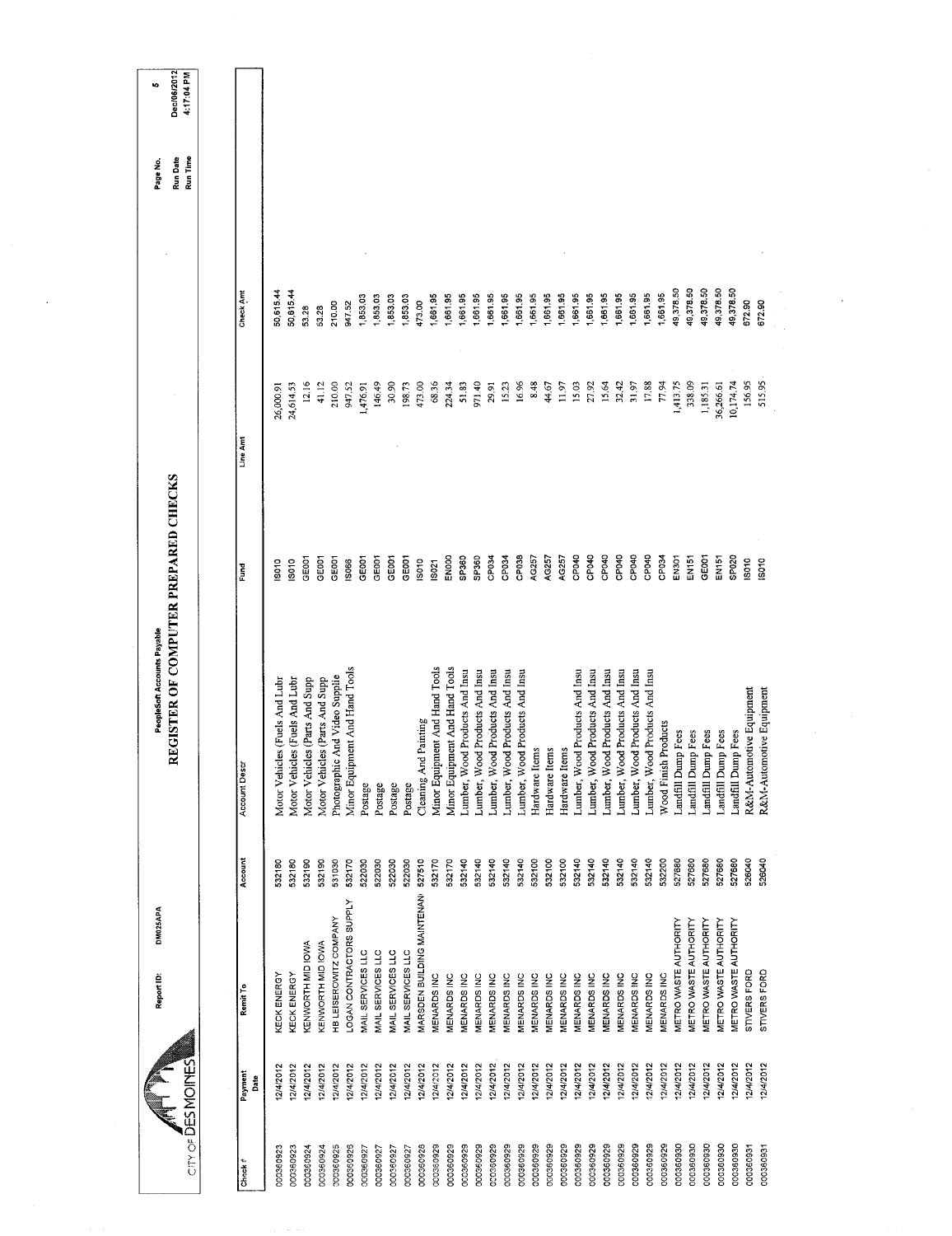CITY OF DES MOINES

Report ID: DM025APA

PeopleSoft Accounts Payable

# REGISTER OF COMPUTER PREPARED CHECKS

Page No. 5
Run Date Dec/06/2012
Run Time 4:17:04 PM

| Check # | Payment Date | Remit To | Account | Account Descr | Fund | Line Amt | Check Amt |
|---|---|---|---|---|---|---|---|
| 000360923 | 12/4/2012 | KECK ENERGY | 532180 | Motor Vehicles (Fuels And Lubr | IS010 | 26,000.91 | 50,615.44 |
| 000360923 | 12/4/2012 | KECK ENERGY | 532180 | Motor Vehicles (Fuels And Lubr | IS010 | 24,614.53 | 50,615.44 |
| 000360924 | 12/4/2012 | KENWORTH MID IOWA | 532190 | Motor Vehicles (Parts And Supp | GE001 | 12.16 | 53.28 |
| 000360924 | 12/4/2012 | KENWORTH MID IOWA | 532190 | Motor Vehicles (Parts And Supp | GE001 | 41.12 | 53.28 |
| 000360925 | 12/4/2012 | HB LEISEROWITZ COMPANY | 531030 | Photographic And Video Supplie | GE001 | 210.00 | 210.00 |
| 000360926 | 12/4/2012 | LOGAN CONTRACTORS SUPPLY | 532170 | Minor Equipment And Hand Tools | IS066 | 947.52 | 947.52 |
| 000360927 | 12/4/2012 | MAIL SERVICES LLC | 522030 | Postage | GE001 | 1,476.91 | 1,853.03 |
| 000360927 | 12/4/2012 | MAIL SERVICES LLC | 522030 | Postage | GE001 | 146.49 | 1,853.03 |
| 000360927 | 12/4/2012 | MAIL SERVICES LLC | 522030 | Postage | GE001 | 30.90 | 1,853.03 |
| 000360927 | 12/4/2012 | MAIL SERVICES LLC | 522030 | Postage | GE001 | 198.73 | 1,853.03 |
| 000360928 | 12/4/2012 | MARSDEN BUILDING MAINTENAN | 527510 | Cleaning And Painting | IS010 | 473.00 | 473.00 |
| 000360929 | 12/4/2012 | MENARDS INC | 532170 | Minor Equipment And Hand Tools | IS021 | 68.36 | 1,661.95 |
| 000360929 | 12/4/2012 | MENARDS INC | 532170 | Minor Equipment And Hand Tools | EN000 | 224.34 | 1,661.95 |
| 000360929 | 12/4/2012 | MENARDS INC | 532140 | Lumber, Wood Products And Insu | SP360 | 51.83 | 1,661.95 |
| 000360929 | 12/4/2012 | MENARDS INC | 532140 | Lumber, Wood Products And Insu | SP360 | 971.40 | 1,661.95 |
| 000360929 | 12/4/2012 | MENARDS INC | 532140 | Lumber, Wood Products And Insu | CP034 | 29.91 | 1,661.95 |
| 000360929 | 12/4/2012 | MENARDS INC | 532140 | Lumber, Wood Products And Insu | CP034 | 15.23 | 1,661.95 |
| 000360929 | 12/4/2012 | MENARDS INC | 532140 | Lumber, Wood Products And Insu | CP038 | 16.96 | 1,661.95 |
| 000360929 | 12/4/2012 | MENARDS INC | 532100 | Hardware Items | AG257 | 8.48 | 1,661.95 |
| 000360929 | 12/4/2012 | MENARDS INC | 532100 | Hardware Items | AG257 | 44.67 | 1,661.95 |
| 000360929 | 12/4/2012 | MENARDS INC | 532100 | Hardware Items | AG257 | 11.97 | 1,661.95 |
| 000360929 | 12/4/2012 | MENARDS INC | 532140 | Lumber, Wood Products And Insu | CP040 | 15.03 | 1,661.95 |
| 000360929 | 12/4/2012 | MENARDS INC | 532140 | Lumber, Wood Products And Insu | CP040 | 27.92 | 1,661.95 |
| 000360929 | 12/4/2012 | MENARDS INC | 532140 | Lumber, Wood Products And Insu | CP040 | 15.64 | 1,661.95 |
| 000360929 | 12/4/2012 | MENARDS INC | 532140 | Lumber, Wood Products And Insu | CP040 | 32.42 | 1,661.95 |
| 000360929 | 12/4/2012 | MENARDS INC | 532140 | Lumber, Wood Products And Insu | CP040 | 31.97 | 1,661.95 |
| 000360929 | 12/4/2012 | MENARDS INC | 532140 | Lumber, Wood Products And Insu | CP040 | 17.88 | 1,661.95 |
| 000360929 | 12/4/2012 | MENARDS INC | 532200 | Wood Finish Products | CP034 | 77.94 | 1,661.95 |
| 000360930 | 12/4/2012 | METRO WASTE AUTHORITY | 527680 | Landfill Dump Fees | EN301 | 1,413.75 | 49,378.50 |
| 000360930 | 12/4/2012 | METRO WASTE AUTHORITY | 527680 | Landfill Dump Fees | EN151 | 338.09 | 49,378.50 |
| 000360930 | 12/4/2012 | METRO WASTE AUTHORITY | 527680 | Landfill Dump Fees | GE001 | 1,185.31 | 49,378.50 |
| 000360930 | 12/4/2012 | METRO WASTE AUTHORITY | 527680 | Landfill Dump Fees | EN151 | 36,266.61 | 49,378.50 |
| 000360930 | 12/4/2012 | METRO WASTE AUTHORITY | 527680 | Landfill Dump Fees | SP020 | 10,174.74 | 49,378.50 |
| 000360931 | 12/4/2012 | STIVERS FORD | 526040 | R&M-Automotive Equipment | IS010 | 156.95 | 672.90 |
| 000360931 | 12/4/2012 | STIVERS FORD | 526040 | R&M-Automotive Equipment | IS010 | 515.95 | 672.90 |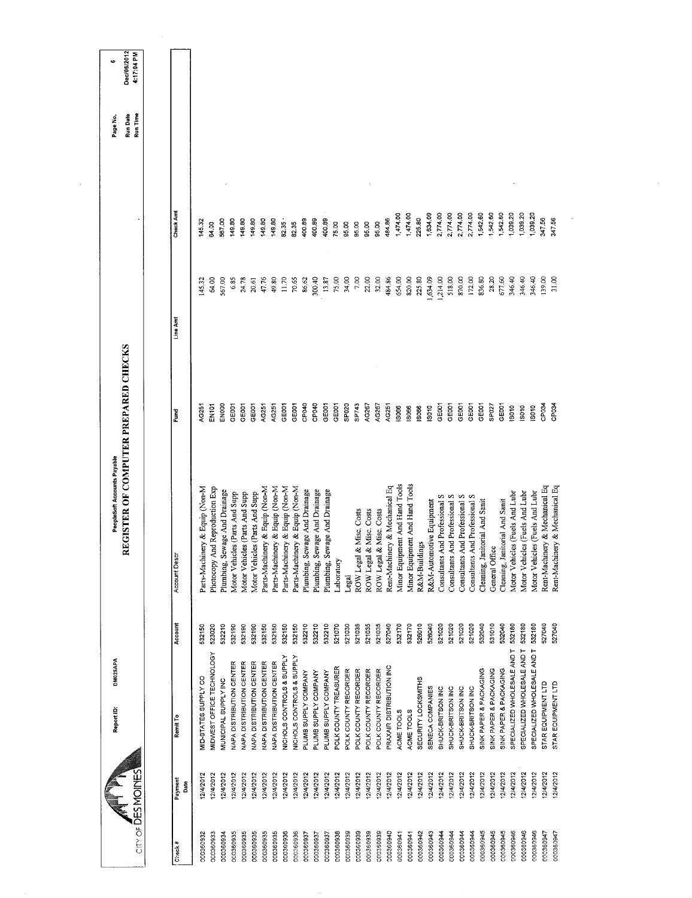CITY OF DES MOINES

Report ID: DM025APA

PeopleSoft Accounts Payable

# REGISTER OF COMPUTER PREPARED CHECKS

Run Date Dec/06/2012
Run Time 4:17:04 PM

| Check # | Payment Date | Remit To | Account | Account Descr | Fund | Line Amt | Check Amt |
|---|---|---|---|---|---|---|---|
| 000360932 | 12/4/2012 | MID-STATES SUPPLY CO | 532150 | Parts-Machinery & Equip (Non-M | AG251 | 145.32 | 145.32 |
| 000360933 | 12/4/2012 | MIDWEST OFFICE TECHNOLOGY | 523020 | Photocopy And Reproduction Exp | EN101 | 64.00 | 64.00 |
| 000360934 | 12/4/2012 | MUNICIPAL SUPPLY INC | 532210 | Plumbing, Sewage And Drainage | EN000 | 567.00 | 567.00 |
| 000360935 | 12/4/2012 | NAPA DISTRIBUTION CENTER | 532190 | Motor Vehicles (Parts And Supp | GE001 | 6.85 | 149.80 |
| 000360935 | 12/4/2012 | NAPA DISTRIBUTION CENTER | 532190 | Motor Vehicles (Parts And Supp | GE001 | 24.78 | 149.80 |
| 000360935 | 12/4/2012 | NAPA DISTRIBUTION CENTER | 532190 | Motor Vehicles (Parts And Supp | GE001 | 20.61 | 149.80 |
| 000360935 | 12/4/2012 | NAPA DISTRIBUTION CENTER | 532150 | Parts-Machinery & Equip (Non-M | AG251 | 47.76 | 149.80 |
| 000360935 | 12/4/2012 | NAPA DISTRIBUTION CENTER | 532150 | Parts-Machinery & Equip (Non-M | AG251 | 49.80 | 149.80 |
| 000360936 | 12/4/2012 | NICHOLS CONTROLS & SUPPLY | 532150 | Parts-Machinery & Equip (Non-M | GE001 | 11.70 | 82.35 |
| 000360936 | 12/4/2012 | NICHOLS CONTROLS & SUPPLY | 532150 | Parts-Machinery & Equip (Non-M | GE001 | 70.65 | 82.35 |
| 000360937 | 12/4/2012 | PLUMB SUPPLY COMPANY | 532210 | Plumbing, Sewage And Drainage | CP040 | 86.62 | 400.89 |
| 000360937 | 12/4/2012 | PLUMB SUPPLY COMPANY | 532210 | Plumbing, Sewage And Drainage | CP040 | 300.40 | 400.89 |
| 000360937 | 12/4/2012 | PLUMB SUPPLY COMPANY | 532210 | Plumbing, Sewage And Drainage | GE001 | 13.87 | 400.89 |
| 000360938 | 12/4/2012 | POLK COUNTY TREASURER | 521070 | Laboratory | GE001 | 75.00 | 75.00 |
| 000360939 | 12/4/2012 | POLK COUNTY RECORDER | 521030 | Legal | SP020 | 34.00 | 95.00 |
| 000360939 | 12/4/2012 | POLK COUNTY RECORDER | 521035 | ROW Legal & Misc. Costs | SP743 | 7.00 | 95.00 |
| 000360939 | 12/4/2012 | POLK COUNTY RECORDER | 521035 | ROW Legal & Misc. Costs | AG267 | 22.00 | 95.00 |
| 000360939 | 12/4/2012 | POLK COUNTY RECORDER | 521035 | ROW Legal & Misc. Costs | AG267 | 32.00 | 95.00 |
| 000360940 | 12/4/2012 | PRAXAIR DISTRIBUTION INC | 527040 | Rent-Machinery & Mechanical Eq | AG251 | 484.86 | 484.86 |
| 000360941 | 12/4/2012 | ACME TOOLS | 532170 | Minor Equipment And Hand Tools | IS066 | 654.00 | 1,474.00 |
| 000360941 | 12/4/2012 | ACME TOOLS | 532170 | Minor Equipment And Hand Tools | IS066 | 820.00 | 1,474.00 |
| 000360942 | 12/4/2012 | SECURITY LOCKSMITHS | 526010 | R&M-Buildings | IS066 | 225.80 | 225.80 |
| 000360943 | 12/4/2012 | SENECA COMPANIES | 526040 | R&M-Automotive Equipment | IS010 | 1,634.09 | 1,634.09 |
| 000360944 | 12/4/2012 | SHUCK-BRITSON INC | 521020 | Consultants And Professional S | GE001 | 1,214.00 | 2,774.00 |
| 000360944 | 12/4/2012 | SHUCK-BRITSON INC | 521020 | Consultants And Professional S | GE001 | 518.00 | 2,774.00 |
| 000360944 | 12/4/2012 | SHUCK-BRITSON INC | 521020 | Consultants And Professional S | GE001 | 870.00 | 2,774.00 |
| 000360944 | 12/4/2012 | SHUCK-BRITSON INC | 521020 | Consultants And Professional S | GE001 | 172.00 | 2,774.00 |
| 000360945 | 12/4/2012 | SINK PAPER & PACKAGING | 532040 | Cleaning, Janitorial And Sanit | GE001 | 836.80 | 1,542.60 |
| 000360945 | 12/4/2012 | SINK PAPER & PACKAGING | 531010 | General Office | SP027 | 28.20 | 1,542.60 |
| 000360945 | 12/4/2012 | SINK PAPER & PACKAGING | 532040 | Cleaning, Janitorial And Sanit | GE001 | 677.60 | 1,542.60 |
| 000360946 | 12/4/2012 | SPECIALIZED WHOLESALE AND T | 532180 | Motor Vehicles (Fuels And Lubr | IS010 | 346.40 | 1,039.20 |
| 000360946 | 12/4/2012 | SPECIALIZED WHOLESALE AND T | 532180 | Motor Vehicles (Fuels And Lubr | IS010 | 346.40 | 1,039.20 |
| 000360946 | 12/4/2012 | SPECIALIZED WHOLESALE AND T | 532180 | Motor Vehicles (Fuels And Lubr | IS010 | 346.40 | 1,039.20 |
| 000360947 | 12/4/2012 | STAR EQUIPMENT LTD | 527040 | Rent-Machinery & Mechanical Eq | CP034 | 139.00 | 347.56 |
| 000360947 | 12/4/2012 | STAR EQUIPMENT LTD | 527040 | Rent-Machinery & Mechanical Eq | CP034 | 31.00 | 347.56 |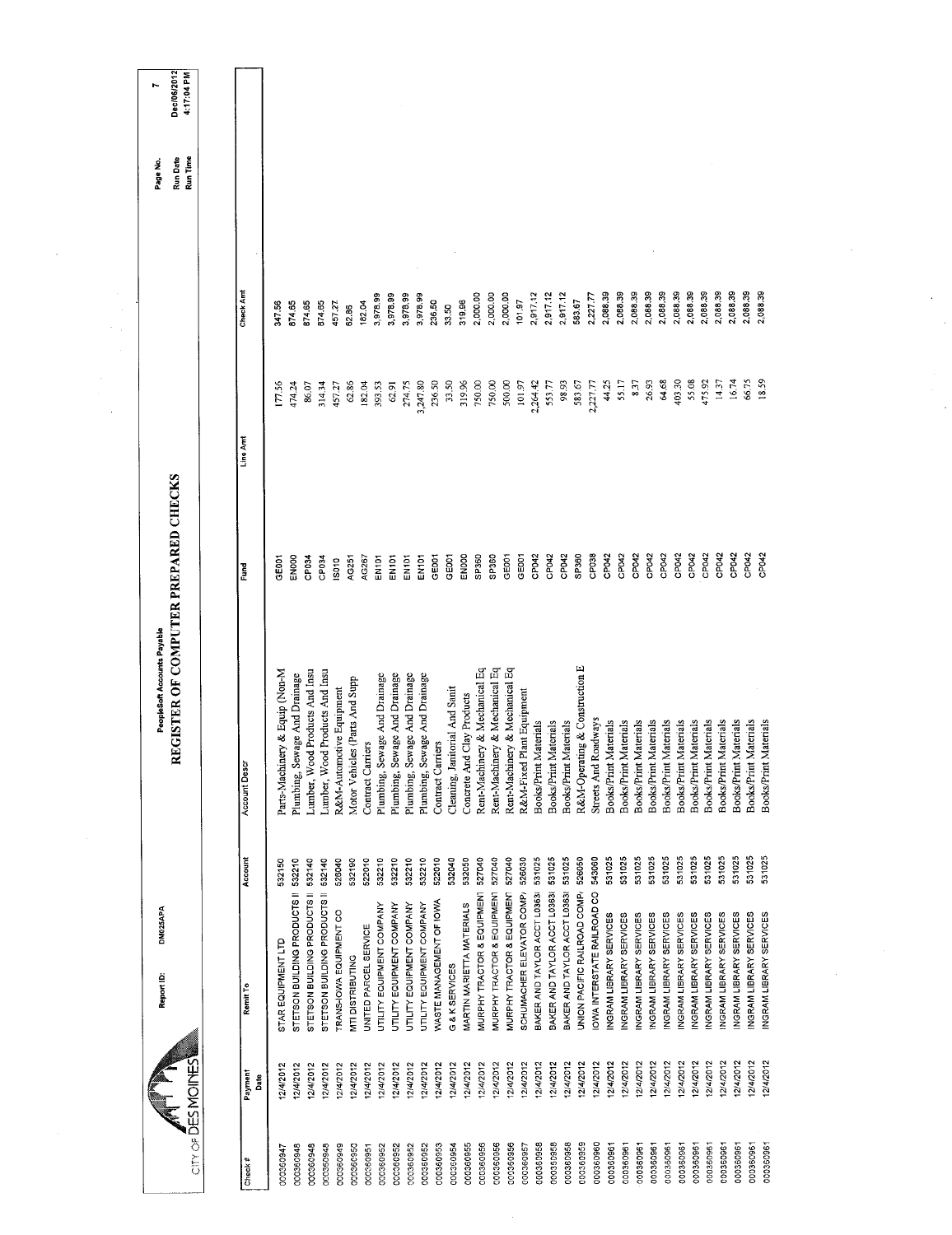# REGISTER OF COMPUTER PREPARED CHECKS

PeopleSoft Accounts Payable

Report ID: DM025APA

CITY OF DES MOINES

Run Date: Dec/06/2012
Run Time: 4:17:04 PM

| Check # | Payment Date | Remit To | Account | Account Descr | Fund | Line Amt | Check Amt |
|---|---|---|---|---|---|---|---|
| 000360947 | 12/4/2012 | STAR EQUIPMENT LTD | 532150 | Parts-Machinery & Equip (Non-M | GE001 | 177.56 | 347.56 |
| 000360948 | 12/4/2012 | STETSON BUILDING PRODUCTS II | 532210 | Plumbing, Sewage And Drainage | EN000 | 474.24 | 874.65 |
| 000360948 | 12/4/2012 | STETSON BUILDING PRODUCTS II | 532140 | Lumber, Wood Products And Insu | CP034 | 86.07 | 874.65 |
| 000360948 | 12/4/2012 | STETSON BUILDING PRODUCTS II | 532140 | Lumber, Wood Products And Insu | CP034 | 314.34 | 874.65 |
| 000360949 | 12/4/2012 | TRANS-IOWA EQUIPMENT CO | 526040 | R&M-Automotive Equipment | IS010 | 457.27 | 457.27 |
| 000360950 | 12/4/2012 | MTI DISTRIBUTING | 532190 | Motor Vehicles (Parts And Supp | AG251 | 62.86 | 62.86 |
| 000360951 | 12/4/2012 | UNITED PARCEL SERVICE | 522010 | Contract Carriers | AG267 | 182.04 | 182.04 |
| 000360952 | 12/4/2012 | UTILITY EQUIPMENT COMPANY | 532210 | Plumbing, Sewage And Drainage | EN101 | 393.53 | 3,978.99 |
| 000360952 | 12/4/2012 | UTILITY EQUIPMENT COMPANY | 532210 | Plumbing, Sewage And Drainage | EN101 | 62.91 | 3,978.99 |
| 000360952 | 12/4/2012 | UTILITY EQUIPMENT COMPANY | 532210 | Plumbing, Sewage And Drainage | EN101 | 274.75 | 3,978.99 |
| 000360952 | 12/4/2012 | UTILITY EQUIPMENT COMPANY | 532210 | Plumbing, Sewage And Drainage | EN101 | 3,247.80 | 3,978.99 |
| 000360953 | 12/4/2012 | WASTE MANAGEMENT OF IOWA | 522010 | Contract Carriers | GE001 | 236.50 | 236.50 |
| 000360954 | 12/4/2012 | G & K SERVICES | 532040 | Cleaning, Janitorial And Sanit | GE001 | 33.50 | 33.50 |
| 000360955 | 12/4/2012 | MARTIN MARIETTA MATERIALS | 532050 | Concrete And Clay Products | EN000 | 319.96 | 319.96 |
| 000360956 | 12/4/2012 | MURPHY TRACTOR & EQUIPMENT | 527040 | Rent-Machinery & Mechanical Eq | SP360 | 750.00 | 2,000.00 |
| 000360956 | 12/4/2012 | MURPHY TRACTOR & EQUIPMENT | 527040 | Rent-Machinery & Mechanical Eq | SP360 | 750.00 | 2,000.00 |
| 000360956 | 12/4/2012 | MURPHY TRACTOR & EQUIPMENT | 527040 | Rent-Machinery & Mechanical Eq | GE001 | 500.00 | 2,000.00 |
| 000360957 | 12/4/2012 | SCHUMACHER ELEVATOR COMP. | 526030 | R&M-Fixed Plant Equipment | GE001 | 101.97 | 101.97 |
| 000360958 | 12/4/2012 | BAKER AND TAYLOR ACCT L0363 | 531025 | Books/Print Materials | CP042 | 2,264.42 | 2,917.12 |
| 000360958 | 12/4/2012 | BAKER AND TAYLOR ACCT L0363 | 531025 | Books/Print Materials | CP042 | 553.77 | 2,917.12 |
| 000360958 | 12/4/2012 | BAKER AND TAYLOR ACCT L0363 | 531025 | Books/Print Materials | CP042 | 98.93 | 2,917.12 |
| 000360959 | 12/4/2012 | UNION PACIFIC RAILROAD COMP. | 526050 | R&M-Operating & Construction E | SP360 | 583.67 | 583.67 |
| 000360960 | 12/4/2012 | IOWA INTERSTATE RAILROAD CO | 543060 | Streets And Roadways | CP038 | 2,227.77 | 2,227.77 |
| 000360961 | 12/4/2012 | INGRAM LIBRARY SERVICES | 531025 | Books/Print Materials | CP042 | 44.25 | 2,088.39 |
| 000360961 | 12/4/2012 | INGRAM LIBRARY SERVICES | 531025 | Books/Print Materials | CP042 | 55.17 | 2,088.39 |
| 000360961 | 12/4/2012 | INGRAM LIBRARY SERVICES | 531025 | Books/Print Materials | CP042 | 8.37 | 2,088.39 |
| 000360961 | 12/4/2012 | INGRAM LIBRARY SERVICES | 531025 | Books/Print Materials | CP042 | 26.93 | 2,088.39 |
| 000360961 | 12/4/2012 | INGRAM LIBRARY SERVICES | 531025 | Books/Print Materials | CP042 | 64.68 | 2,088.39 |
| 000360961 | 12/4/2012 | INGRAM LIBRARY SERVICES | 531025 | Books/Print Materials | CP042 | 403.30 | 2,088.39 |
| 000360961 | 12/4/2012 | INGRAM LIBRARY SERVICES | 531025 | Books/Print Materials | CP042 | 55.08 | 2,088.39 |
| 000360961 | 12/4/2012 | INGRAM LIBRARY SERVICES | 531025 | Books/Print Materials | CP042 | 475.92 | 2,088.39 |
| 000360961 | 12/4/2012 | INGRAM LIBRARY SERVICES | 531025 | Books/Print Materials | CP042 | 14.37 | 2,088.39 |
| 000360961 | 12/4/2012 | INGRAM LIBRARY SERVICES | 531025 | Books/Print Materials | CP042 | 16.74 | 2,088.39 |
| 000360961 | 12/4/2012 | INGRAM LIBRARY SERVICES | 531025 | Books/Print Materials | CP042 | 66.75 | 2,088.39 |
| 000360961 | 12/4/2012 | INGRAM LIBRARY SERVICES | 531025 | Books/Print Materials | CP042 | 18.59 | 2,088.39 |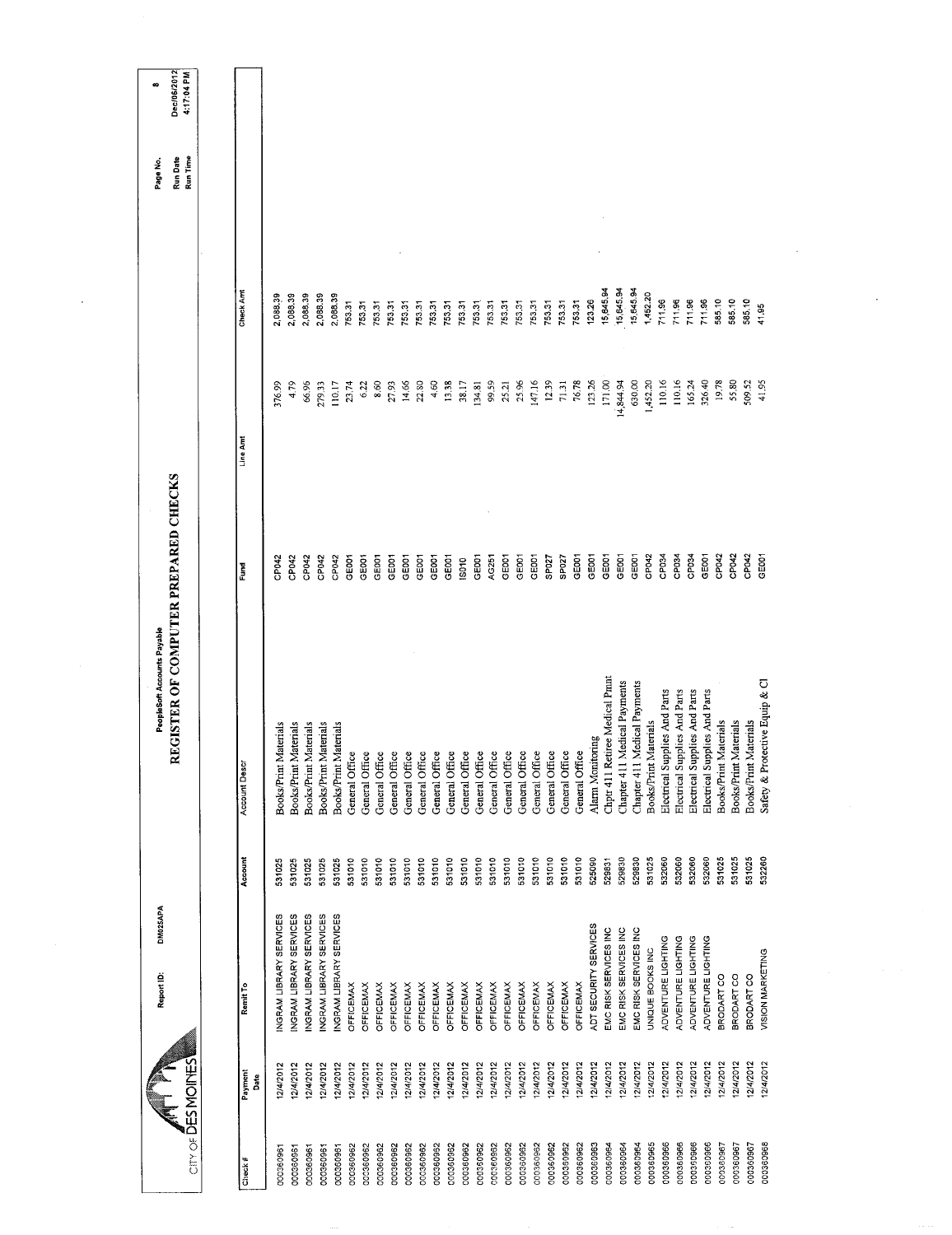CITY OF DES MOINES

Report ID: DM025APA

PeopleSoft Accounts Payable

# REGISTER OF COMPUTER PREPARED CHECKS

| Check # | Payment Date | Remit To | Account | Account Descr | Fund | Line Amt | Check Amt |
|---|---|---|---|---|---|---|---|
| 000360961 | 12/4/2012 | INGRAM LIBRARY SERVICES | 531025 | Books/Print Materials | CP042 | 376.99 | 2,088.39 |
| 000360961 | 12/4/2012 | INGRAM LIBRARY SERVICES | 531025 | Books/Print Materials | CP042 | 4.79 | 2,088.39 |
| 000360961 | 12/4/2012 | INGRAM LIBRARY SERVICES | 531025 | Books/Print Materials | CP042 | 66.96 | 2,088.39 |
| 000360961 | 12/4/2012 | INGRAM LIBRARY SERVICES | 531025 | Books/Print Materials | CP042 | 279.33 | 2,088.39 |
| 000360961 | 12/4/2012 | INGRAM LIBRARY SERVICES | 531025 | Books/Print Materials | CP042 | 110.17 | 2,088.39 |
| 000360962 | 12/4/2012 | OFFICEMAX | 531010 | General Office | GE001 | 23.74 | 753.31 |
| 000360962 | 12/4/2012 | OFFICEMAX | 531010 | General Office | GE001 | 6.22 | 753.31 |
| 000360962 | 12/4/2012 | OFFICEMAX | 531010 | General Office | GE001 | 8.60 | 753.31 |
| 000360962 | 12/4/2012 | OFFICEMAX | 531010 | General Office | GE001 | 27.93 | 753.31 |
| 000360962 | 12/4/2012 | OFFICEMAX | 531010 | General Office | GE001 | 14.66 | 753.31 |
| 000360962 | 12/4/2012 | OFFICEMAX | 531010 | General Office | GE001 | 22.80 | 753.31 |
| 000360962 | 12/4/2012 | OFFICEMAX | 531010 | General Office | GE001 | 4.60 | 753.31 |
| 000360962 | 12/4/2012 | OFFICEMAX | 531010 | General Office | GE001 | 13.38 | 753.31 |
| 000360962 | 12/4/2012 | OFFICEMAX | 531010 | General Office | IS010 | 38.17 | 753.31 |
| 000360962 | 12/4/2012 | OFFICEMAX | 531010 | General Office | GE001 | 134.81 | 753.31 |
| 000360962 | 12/4/2012 | OFFICEMAX | 531010 | General Office | GE001 | 99.59 | 753.31 |
| 000360962 | 12/4/2012 | OFFICEMAX | 531010 | General Office | AG251 | 25.21 | 753.31 |
| 000360962 | 12/4/2012 | OFFICEMAX | 531010 | General Office | GE001 | 25.96 | 753.31 |
| 000360962 | 12/4/2012 | OFFICEMAX | 531010 | General Office | GE001 | 147.16 | 753.31 |
| 000360962 | 12/4/2012 | OFFICEMAX | 531010 | General Office | SP027 | 12.39 | 753.31 |
| 000360962 | 12/4/2012 | OFFICEMAX | 531010 | General Office | SP027 | 71.31 | 753.31 |
| 000360962 | 12/4/2012 | OFFICEMAX | 531010 | General Office | GE001 | 76.78 | 753.31 |
| 000360963 | 12/4/2012 | ADT SECURITY SERVICES | 525090 | Alarm Monitoring | GE001 | 123.26 | 123.26 |
| 000360964 | 12/4/2012 | EMC RISK SERVICES INC | 529831 | Chptr 411 Retiree Medical Pmnt | GE001 | 171.00 | 15,645.94 |
| 000360964 | 12/4/2012 | EMC RISK SERVICES INC | 529830 | Chapter 411 Medical Payments | GE001 | 14,844.94 | 15,645.94 |
| 000360964 | 12/4/2012 | EMC RISK SERVICES INC | 529830 | Chapter 411 Medical Payments | GE001 | 630.00 | 15,645.94 |
| 000360965 | 12/4/2012 | UNIQUE BOOKS INC | 531025 | Books/Print Materials | CP042 | 1,452.20 | 1,452.20 |
| 000360966 | 12/4/2012 | ADVENTURE LIGHTING | 532060 | Electrical Supplies And Parts | CP034 | 110.16 | 711.96 |
| 000360966 | 12/4/2012 | ADVENTURE LIGHTING | 532060 | Electrical Supplies And Parts | CP034 | 110.16 | 711.96 |
| 000360966 | 12/4/2012 | ADVENTURE LIGHTING | 532060 | Electrical Supplies And Parts | CP034 | 165.24 | 711.96 |
| 000360966 | 12/4/2012 | ADVENTURE LIGHTING | 532060 | Electrical Supplies And Parts | GE001 | 326.40 | 711.96 |
| 000360967 | 12/4/2012 | BRODART CO | 531025 | Books/Print Materials | CP042 | 19.78 | 585.10 |
| 000360967 | 12/4/2012 | BRODART CO | 531025 | Books/Print Materials | CP042 | 55.80 | 585.10 |
| 000360967 | 12/4/2012 | BRODART CO | 531025 | Books/Print Materials | CP042 | 509.52 | 585.10 |
| 000360968 | 12/4/2012 | VISION MARKETING | 532260 | Safety & Protective Equip & Cl | GE001 | 41.95 | 41.95 |

Page No. 8
Run Date Dec/06/2012
Run Time 4:17:04 PM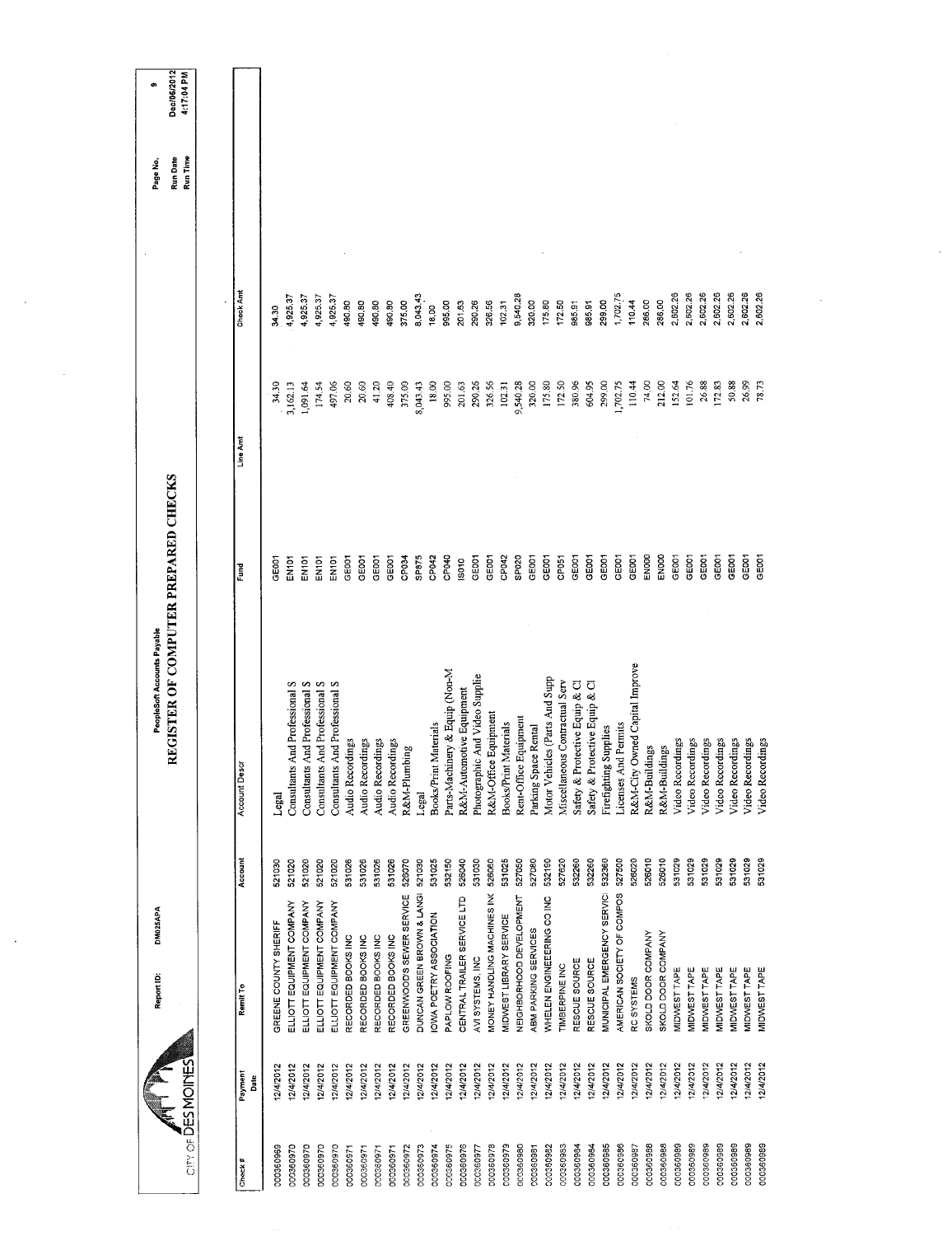CITY OF DES MOINES

Report ID: DM025APA

PeopleSoft Accounts Payable

# REGISTER OF COMPUTER PREPARED CHECKS

Run Date Dec/06/2012
Run Time 4:17:04 PM

| Check # | Payment Date | Remit To | Account | Account Descr | Fund | Line Amt | Check Amt |
|---|---|---|---|---|---|---|---|
| 000360969 | 12/4/2012 | GREENE COUNTY SHERIFF | 521030 | Legal | GE001 | 34.30 | 34.30 |
| 000360970 | 12/4/2012 | ELLIOTT EQUIPMENT COMPANY | 521020 | Consultants And Professional S | EN101 | 3,162.13 | 4,925.37 |
| 000360970 | 12/4/2012 | ELLIOTT EQUIPMENT COMPANY | 521020 | Consultants And Professional S | EN101 | 1,091.64 | 4,925.37 |
| 000360970 | 12/4/2012 | ELLIOTT EQUIPMENT COMPANY | 521020 | Consultants And Professional S | EN101 | 174.54 | 4,925.37 |
| 000360970 | 12/4/2012 | ELLIOTT EQUIPMENT COMPANY | 521020 | Consultants And Professional S | EN101 | 497.06 | 4,925.37 |
| 000360971 | 12/4/2012 | RECORDED BOOKS INC | 531026 | Audio Recordings | GE001 | 20.60 | 490.80 |
| 000360971 | 12/4/2012 | RECORDED BOOKS INC | 531026 | Audio Recordings | GE001 | 20.60 | 490.80 |
| 000360971 | 12/4/2012 | RECORDED BOOKS INC | 531026 | Audio Recordings | GE001 | 41.20 | 490.80 |
| 000360971 | 12/4/2012 | RECORDED BOOKS INC | 531026 | Audio Recordings | GE001 | 408.40 | 490.80 |
| 000360972 | 12/4/2012 | GREENWOOD'S SEWER SERVICE | 526070 | R&M-Plumbing | CP034 | 375.00 | 375.00 |
| 000360973 | 12/4/2012 | DUNCAN GREEN BROWN & LANGI | 521030 | Legal | SP875 | 8,043.43 | 8,043.43 |
| 000360974 | 12/4/2012 | IOWA POETRY ASSOCIATION | 531025 | Books/Print Materials | CP042 | 18.00 | 18.00 |
| 000360975 | 12/4/2012 | PAPLOW ROOFING | 532150 | Parts-Machinery & Equip (Non-M | CP040 | 995.00 | 995.00 |
| 000360976 | 12/4/2012 | CENTRAL TRAILER SERVICE LTD | 526040 | R&M-Automotive Equipment | IS010 | 201.63 | 201.63 |
| 000360977 | 12/4/2012 | AVI SYSTEMS, INC | 531030 | Photographic And Video Supplie | GE001 | 290.26 | 290.26 |
| 000360978 | 12/4/2012 | MONEY HANDLING MACHINES INC | 526060 | R&M-Office Equipment | GE001 | 326.56 | 326.56 |
| 000360979 | 12/4/2012 | MIDWEST LIBRARY SERVICE | 531025 | Books/Print Materials | CP042 | 102.31 | 102.31 |
| 000360980 | 12/4/2012 | NEIGHBORHOOD DEVELOPMENT | 527050 | Rent-Office Equipment | SP020 | 9,540.28 | 9,540.28 |
| 000360981 | 12/4/2012 | ABM PARKING SERVICES | 527080 | Parking Space Rental | GE001 | 320.00 | 320.00 |
| 000360982 | 12/4/2012 | WHELEN ENGINEERING CO INC | 532190 | Motor Vehicles (Parts And Supp | GE001 | 175.80 | 175.80 |
| 000360983 | 12/4/2012 | TIMBERPINE INC | 527620 | Miscellaneous Contractual Serv | CP051 | 172.50 | 172.50 |
| 000360984 | 12/4/2012 | RESCUE SOURCE | 532260 | Safety & Protective Equip & Cl | GE001 | 380.96 | 985.91 |
| 000360984 | 12/4/2012 | RESCUE SOURCE | 532260 | Safety & Protective Equip & Cl | GE001 | 604.95 | 985.91 |
| 000360985 | 12/4/2012 | MUNICIPAL EMERGENCY SERVIC | 532360 | Firefighting Supplies | GE001 | 299.00 | 299.00 |
| 000360986 | 12/4/2012 | AMERICAN SOCIETY OF COMPOS | 527500 | Licenses And Permits | GE001 | 1,702.75 | 1,702.75 |
| 000360987 | 12/4/2012 | RC SYSTEMS | 526020 | R&M-City Owned Capital Improve | GE001 | 110.44 | 110.44 |
| 000360988 | 12/4/2012 | SKOLD DOOR COMPANY | 526010 | R&M-Buildings | EN000 | 74.00 | 286.00 |
| 000360988 | 12/4/2012 | SKOLD DOOR COMPANY | 526010 | R&M-Buildings | EN000 | 212.00 | 286.00 |
| 000360989 | 12/4/2012 | MIDWEST TAPE | 531029 | Video Recordings | GE001 | 152.64 | 2,602.26 |
| 000360989 | 12/4/2012 | MIDWEST TAPE | 531029 | Video Recordings | GE001 | 101.76 | 2,602.26 |
| 000360989 | 12/4/2012 | MIDWEST TAPE | 531029 | Video Recordings | GE001 | 26.88 | 2,602.26 |
| 000360989 | 12/4/2012 | MIDWEST TAPE | 531029 | Video Recordings | GE001 | 172.83 | 2,602.26 |
| 000360989 | 12/4/2012 | MIDWEST TAPE | 531029 | Video Recordings | GE001 | 50.88 | 2,602.26 |
| 000360989 | 12/4/2012 | MIDWEST TAPE | 531029 | Video Recordings | GE001 | 26.99 | 2,602.26 |
| 000360989 | 12/4/2012 | MIDWEST TAPE | 531029 | Video Recordings | GE001 | 78.73 | 2,602.26 |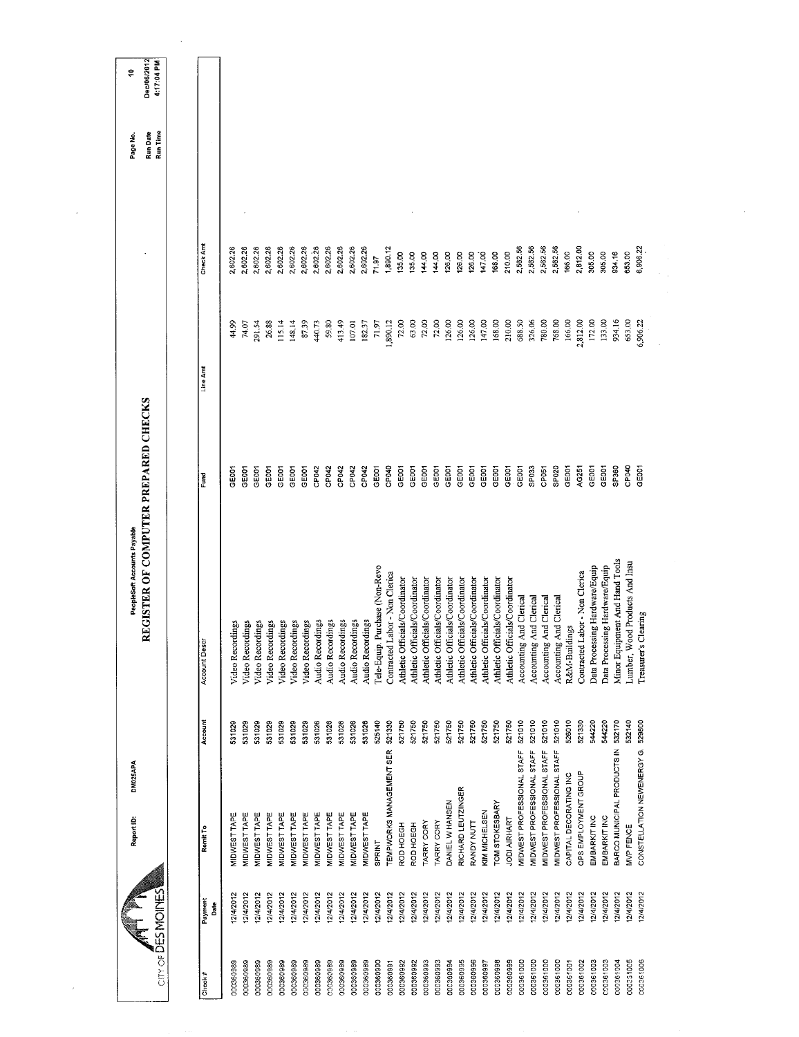CITY OF DES MOINES

Report ID: DM025APA

PeopleSoft Accounts Payable

# REGISTER OF COMPUTER PREPARED CHECKS

Page No. 10
Run Date Dec/06/2012
Run Time 4:17:04 PM

| Check # | Payment Date | Remit To | Account | Account Descr | Fund | Line Amt | Check Amt |
|---|---|---|---|---|---|---|---|
| 000360989 | 12/4/2012 | MIDWEST TAPE | 531029 | Video Recordings | GE001 | 44.99 | 2,602.26 |
| 000360989 | 12/4/2012 | MIDWEST TAPE | 531029 | Video Recordings | GE001 | 74.07 | 2,602.26 |
| 000360989 | 12/4/2012 | MIDWEST TAPE | 531029 | Video Recordings | GE001 | 291.54 | 2,602.26 |
| 000360989 | 12/4/2012 | MIDWEST TAPE | 531029 | Video Recordings | GE001 | 26.88 | 2,602.26 |
| 000360989 | 12/4/2012 | MIDWEST TAPE | 531029 | Video Recordings | GE001 | 115.14 | 2,602.26 |
| 000360989 | 12/4/2012 | MIDWEST TAPE | 531029 | Video Recordings | GE001 | 148.14 | 2,602.26 |
| 000360989 | 12/4/2012 | MIDWEST TAPE | 531029 | Video Recordings | GE001 | 87.39 | 2,602.26 |
| 000360989 | 12/4/2012 | MIDWEST TAPE | 531026 | Audio Recordings | CP042 | 440.73 | 2,602.26 |
| 000360989 | 12/4/2012 | MIDWEST TAPE | 531026 | Audio Recordings | CP042 | 59.80 | 2,602.26 |
| 000360989 | 12/4/2012 | MIDWEST TAPE | 531026 | Audio Recordings | CP042 | 413.49 | 2,602.26 |
| 000360989 | 12/4/2012 | MIDWEST TAPE | 531026 | Audio Recordings | CP042 | 107.01 | 2,602.26 |
| 000360989 | 12/4/2012 | MIDWEST TAPE | 531026 | Audio Recordings | CP042 | 182.37 | 2,602.26 |
| 000360990 | 12/4/2012 | SPRINT | 525140 | Tele-Equp. Purchase (Non-Revo | GE001 | 71.97 | 71.97 |
| 000360991 | 12/4/2012 | TEMPWORKS MANAGEMENT SER | 521330 | Contracted Labor - Non Clerica | CP040 | 1,890.12 | 1,890.12 |
| 000360992 | 12/4/2012 | ROD HOEGH | 521750 | Athletic Officials/Coordinator | GE001 | 72.00 | 135.00 |
| 000360992 | 12/4/2012 | ROD HOEGH | 521750 | Athletic Officials/Coordinator | GE001 | 63.00 | 135.00 |
| 000360993 | 12/4/2012 | TARRY CORY | 521750 | Athletic Officials/Coordinator | GE001 | 72.00 | 144.00 |
| 000360993 | 12/4/2012 | TARRY CORY | 521750 | Athletic Officials/Coordinator | GE001 | 72.00 | 144.00 |
| 000360994 | 12/4/2012 | DANIEL W HANSEN | 521750 | Athletic Officials/Coordinator | GE001 | 126.00 | 126.00 |
| 000360995 | 12/4/2012 | RICHARD LEUTZINGER | 521750 | Athletic Officials/Coordinator | GE001 | 126.00 | 126.00 |
| 000360996 | 12/4/2012 | RANDY NUTT | 521750 | Athletic Officials/Coordinator | GE001 | 126.00 | 126.00 |
| 000360997 | 12/4/2012 | KIM MICHELSEN | 521750 | Athletic Officials/Coordinator | GE001 | 147.00 | 147.00 |
| 000360998 | 12/4/2012 | TOM STOKESBARY | 521750 | Athletic Officials/Coordinator | GE001 | 168.00 | 168.00 |
| 000360999 | 12/4/2012 | JODI AIRHART | 521750 | Athletic Officials/Coordinator | GE001 | 210.00 | 210.00 |
| 000361000 | 12/4/2012 | MIDWEST PROFESSIONAL STAFF | 521010 | Accounting And Clerical | GE001 | 688.50 | 2,562.56 |
| 000361000 | 12/4/2012 | MIDWEST PROFESSIONAL STAFF | 521010 | Accounting And Clerical | SP033 | 326.06 | 2,562.56 |
| 000361000 | 12/4/2012 | MIDWEST PROFESSIONAL STAFF | 521010 | Accounting And Clerical | CP051 | 780.00 | 2,562.56 |
| 000361000 | 12/4/2012 | MIDWEST PROFESSIONAL STAFF | 521010 | Accounting And Clerical | SP020 | 768.00 | 2,562.56 |
| 000361001 | 12/4/2012 | CAPITAL DECORATING INC | 526010 | R&M-Buildings | GE001 | 166.00 | 166.00 |
| 000361002 | 12/4/2012 | QPS EMPLOYMENT GROUP | 521330 | Contracted Labor - Non Clerica | AG251 | 2,812.00 | 2,812.00 |
| 000361003 | 12/4/2012 | EMBARKIT INC | 544220 | Data Processing Hardware/Equip | GE001 | 172.00 | 305.00 |
| 000361003 | 12/4/2012 | EMBARKIT INC | 544220 | Data Processing Hardware/Equip | GE001 | 133.00 | 305.00 |
| 000361004 | 12/4/2012 | BARCO MUNICIPAL PRODUCTS IN | 532170 | Minor Equipment And Hand Tools | SP360 | 934.16 | 934.16 |
| 000361005 | 12/4/2012 | MVP FENCE | 532140 | Lumber, Wood Products And Insu | CP040 | 653.00 | 653.00 |
| 000361006 | 12/4/2012 | CONSTELLATION NEWENERGY G | 529800 | Treasurer's Clearing | GE001 | 6,906.22 | 6,906.22 |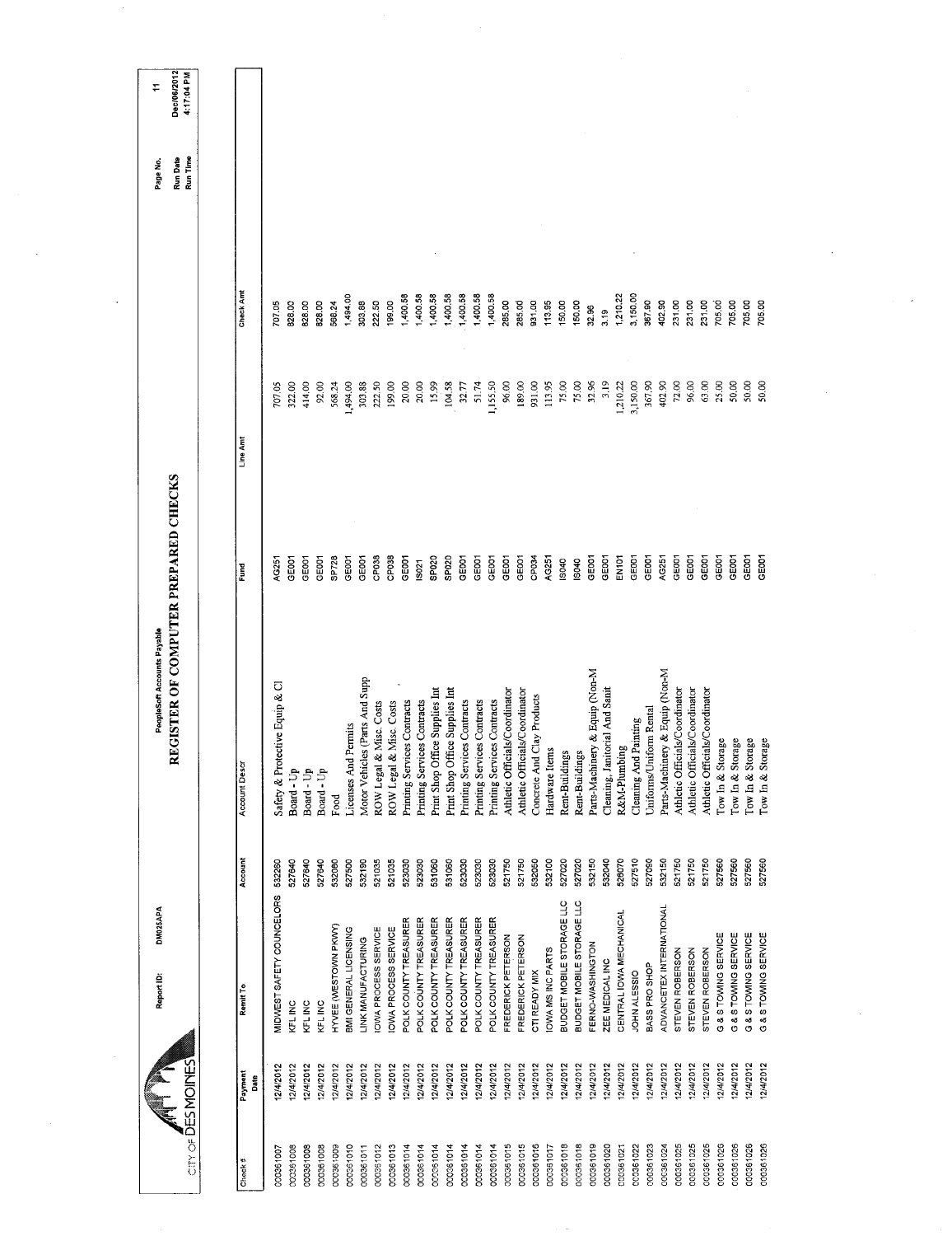CITY OF DES MOINES

Report ID: DM025APA

PeopleSoft Accounts Payable

# REGISTER OF COMPUTER PREPARED CHECKS

Run Date: Dec/06/2012
Run Time: 4:17:04 PM

| Check # | Payment Date | Remit To | Account | Account Descr | Fund | Line Amt | Check Amt |
|---|---|---|---|---|---|---|---|
| 000361007 | 12/4/2012 | MIDWEST SAFETY COUNCELORS | 532260 | Safety & Protective Equip & Cl | AG251 | 707.05 | 707.05 |
| 000361008 | 12/4/2012 | KFL INC | 527640 | Board - Up | GE001 | 322.00 | 828.00 |
| 000361008 | 12/4/2012 | KFL INC | 527640 | Board - Up | GE001 | 414.00 | 828.00 |
| 000361008 | 12/4/2012 | KFL INC | 527640 | Board - Up | GE001 | 92.00 | 828.00 |
| 000361009 | 12/4/2012 | HYVEE (WESTOWN PKWY) | 532080 | Food | SP728 | 568.24 | 568.24 |
| 000361010 | 12/4/2012 | BMI GENERAL LICENSING | 527500 | Licenses And Permits | GE001 | 1,494.00 | 1,494.00 |
| 000361011 | 12/4/2012 | LINK MANUFACTURING | 532190 | Motor Vehicles (Parts And Supp | GE001 | 303.88 | 303.88 |
| 000361012 | 12/4/2012 | IOWA PROCESS SERVICE | 521035 | ROW Legal & Misc. Costs | CP038 | 222.50 | 222.50 |
| 000361013 | 12/4/2012 | IOWA PROCESS SERVICE | 521035 | ROW Legal & Misc. Costs | CP038 | 199.00 | 199.00 |
| 000361014 | 12/4/2012 | POLK COUNTY TREASURER | 523030 | Printing Services Contracts | GE001 | 20.00 | 1,400.58 |
| 000361014 | 12/4/2012 | POLK COUNTY TREASURER | 523030 | Printing Services Contracts | IS021 | 20.00 | 1,400.58 |
| 000361014 | 12/4/2012 | POLK COUNTY TREASURER | 531060 | Print Shop Office Supplies Int | SP020 | 15.99 | 1,400.58 |
| 000361014 | 12/4/2012 | POLK COUNTY TREASURER | 531060 | Print Shop Office Supplies Int | SP020 | 104.58 | 1,400.58 |
| 000361014 | 12/4/2012 | POLK COUNTY TREASURER | 523030 | Printing Services Contracts | GE001 | 32.77 | 1,400.58 |
| 000361014 | 12/4/2012 | POLK COUNTY TREASURER | 523030 | Printing Services Contracts | GE001 | 51.74 | 1,400.58 |
| 000361014 | 12/4/2012 | POLK COUNTY TREASURER | 523030 | Printing Services Contracts | GE001 | 1,155.50 | 1,400.58 |
| 000361015 | 12/4/2012 | FREDERICK PETERSON | 521750 | Athletic Officials/Coordinator | GE001 | 96.00 | 285.00 |
| 000361015 | 12/4/2012 | FREDERICK PETERSON | 521750 | Athletic Officials/Coordinator | GE001 | 189.00 | 285.00 |
| 000361016 | 12/4/2012 | CTI READY MIX | 532050 | Concrete And Clay Products | CP034 | 931.00 | 931.00 |
| 000361017 | 12/4/2012 | IOWA MS INC PARTS | 532100 | Hardware Items | AG251 | 113.95 | 113.95 |
| 000361018 | 12/4/2012 | BUDGET MOBILE STORAGE LLC | 527020 | Rent-Buildings | IS040 | 75.00 | 150.00 |
| 000361018 | 12/4/2012 | BUDGET MOBILE STORAGE LLC | 527020 | Rent-Buildings | IS040 | 75.00 | 150.00 |
| 000361019 | 12/4/2012 | FERNO-WASHINGTON | 532150 | Parts-Machinery & Equip (Non-M | GE001 | 32.96 | 32.96 |
| 000361020 | 12/4/2012 | ZEE MEDICAL INC | 532040 | Cleaning, Janitorial And Sanit | GE001 | 3.19 | 3.19 |
| 000361021 | 12/4/2012 | CENTRAL IOWA MECHANICAL | 526070 | R&M-Plumbing | EN101 | 1,210.22 | 1,210.22 |
| 000361022 | 12/4/2012 | JOHN ALESSIO | 527510 | Cleaning And Painting | GE001 | 3,150.00 | 3,150.00 |
| 000361023 | 12/4/2012 | BASS PRO SHOP | 527090 | Uniforms/Uniform Rental | GE001 | 367.90 | 367.90 |
| 000361024 | 12/4/2012 | ADVANCETEX INTERNATIONAL | 532150 | Parts-Machinery & Equip (Non-M | AG251 | 402.90 | 402.90 |
| 000361025 | 12/4/2012 | STEVEN ROBERSON | 521750 | Athletic Officials/Coordinator | GE001 | 72.00 | 231.00 |
| 000361025 | 12/4/2012 | STEVEN ROBERSON | 521750 | Athletic Officials/Coordinator | GE001 | 96.00 | 231.00 |
| 000361025 | 12/4/2012 | STEVEN ROBERSON | 521750 | Athletic Officials/Coordinator | GE001 | 63.00 | 231.00 |
| 000361026 | 12/4/2012 | G & S TOWING SERVICE | 527560 | Tow In & Storage | GE001 | 25.00 | 705.00 |
| 000361026 | 12/4/2012 | G & S TOWING SERVICE | 527560 | Tow In & Storage | GE001 | 50.00 | 705.00 |
| 000361026 | 12/4/2012 | G & S TOWING SERVICE | 527560 | Tow In & Storage | GE001 | 50.00 | 705.00 |
| 000361026 | 12/4/2012 | G & S TOWING SERVICE | 527560 | Tow In & Storage | GE001 | 50.00 | 705.00 |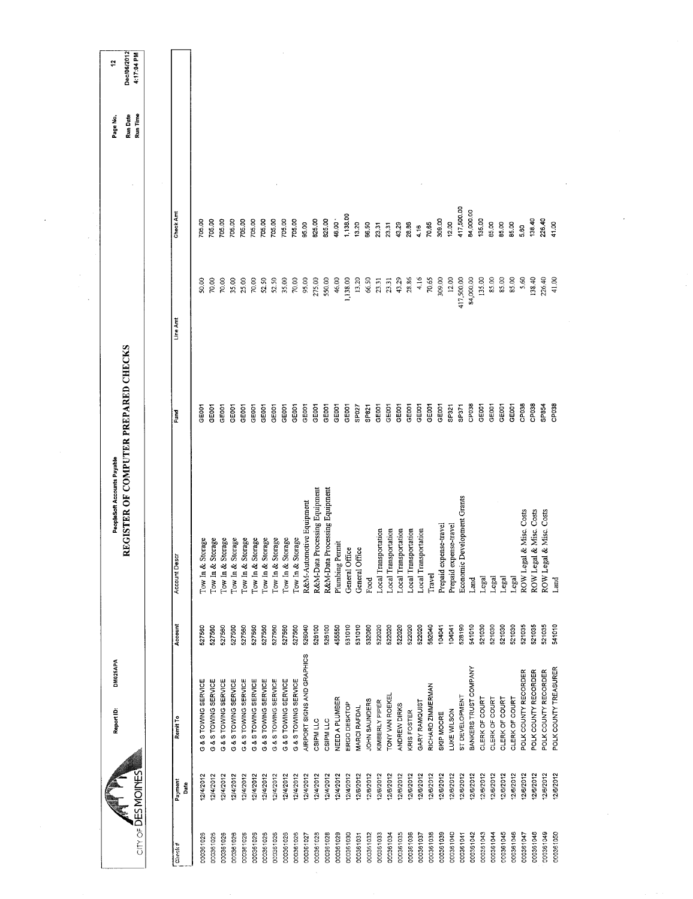CITY OF DES MOINES

Report ID: DM025APA

PeopleSoft Accounts Payable

# REGISTER OF COMPUTER PREPARED CHECKS

Page No. 12
Run Date Dec/06/2012
Run Time 4:17:04 PM

| Check # | Payment Date | Remit To | Account | Account Descr | Fund | Line Amt | Check Amt |
|---|---|---|---|---|---|---|---|
| 000361025 | 12/4/2012 | G & S TOWING SERVICE | 527560 | Tow In & Storage | GE001 | 50.00 | 705.00 |
| 000361025 | 12/4/2012 | G & S TOWING SERVICE | 527560 | Tow In & Storage | GE001 | 70.00 | 705.00 |
| 000361026 | 12/4/2012 | G & S TOWING SERVICE | 527560 | Tow In & Storage | GE001 | 70.00 | 705.00 |
| 000361026 | 12/4/2012 | G & S TOWING SERVICE | 527560 | Tow In & Storage | GE001 | 35.00 | 705.00 |
| 000361026 | 12/4/2012 | G & S TOWING SERVICE | 527560 | Tow In & Storage | GE001 | 25.00 | 705.00 |
| 000361026 | 12/4/2012 | G & S TOWING SERVICE | 527560 | Tow In & Storage | GE001 | 70.00 | 705.00 |
| 000361026 | 12/4/2012 | G & S TOWING SERVICE | 527560 | Tow In & Storage | GE001 | 52.50 | 705.00 |
| 000361026 | 12/4/2012 | G & S TOWING SERVICE | 527560 | Tow In & Storage | GE001 | 52.50 | 705.00 |
| 000361026 | 12/4/2012 | G & S TOWING SERVICE | 527560 | Tow In & Storage | GE001 | 35.00 | 705.00 |
| 000361026 | 12/4/2012 | G & S TOWING SERVICE | 527560 | Tow In & Storage | GE001 | 70.00 | 705.00 |
| 000361027 | 12/4/2012 | AIRPORT SIGNS AND GRAPHICS | 526040 | R&M-Automotive Equipment | GE001 | 95.00 | 95.00 |
| 000361028 | 12/4/2012 | CSIPM LLC | 526100 | R&M-Data Processing Equipment | GE001 | 275.00 | 825.00 |
| 000361028 | 12/4/2012 | CSIPM LLC | 526100 | R&M-Data Processing Equipment | GE001 | 550.00 | 825.00 |
| 000361029 | 12/4/2012 | NEED A PLUMBER | 455550 | Plumbing Permit | GE001 | 46.00 | 46.00 |
| 000361030 | 12/4/2012 | ERGO DESKTOP | 531010 | General Office | GE001 | 1,138.00 | 1,138.00 |
| 000361031 | 12/6/2012 | MARCI RAFDAL | 531010 | General Office | SP027 | 13.20 | 13.20 |
| 000361032 | 12/6/2012 | JOHN SAUNDERS | 532080 | Food | SP821 | 66.50 | 66.50 |
| 000361033 | 12/6/2012 | KIMBERLY PIPER | 522020 | Local Transportation | GE001 | 23.31 | 23.31 |
| 000361034 | 12/6/2012 | TONY VAN ROEKEL | 522020 | Local Transportation | GE001 | 23.31 | 23.31 |
| 000361035 | 12/6/2012 | ANDREW DIRKS | 522020 | Local Transportation | GE001 | 43.29 | 43.29 |
| 000361036 | 12/6/2012 | KRIS FOSTER | 522020 | Local Transportation | GE001 | 28.86 | 28.86 |
| 000361037 | 12/6/2012 | GARY RAMQUIST | 522020 | Local Transportation | GE001 | 4.16 | 4.16 |
| 000361038 | 12/6/2012 | RICHARD ZIMMERMAN | 562040 | Travel | GE001 | 70.65 | 70.65 |
| 000361039 | 12/6/2012 | SKIP MOORE | 104041 | Prepaid expense-travel | GE001 | 309.00 | 309.00 |
| 000361040 | 12/6/2012 | LUKE WILSON | 104041 | Prepaid expense-travel | SP321 | 12.00 | 12.00 |
| 000361041 | 12/6/2012 | ST DEVELOPMENT | 528190 | Economic Development Grants | SP371 | 417,500.00 | 417,500.00 |
| 000361042 | 12/6/2012 | BANKERS TRUST COMPANY | 541010 | Land | CP038 | 84,000.00 | 84,000.00 |
| 000361043 | 12/6/2012 | CLERK OF COURT | 521030 | Legal | GE001 | 135.00 | 135.00 |
| 000361044 | 12/6/2012 | CLERK OF COURT | 521030 | Legal | GE001 | 85.00 | 85.00 |
| 000361045 | 12/6/2012 | CLERK OF COURT | 521030 | Legal | GE001 | 85.00 | 85.00 |
| 000361046 | 12/6/2012 | CLERK OF COURT | 521030 | Legal | GE001 | 85.00 | 85.00 |
| 000361047 | 12/6/2012 | POLK COUNTY RECORDER | 521035 | ROW Legal & Misc. Costs | CP038 | 5.60 | 5.60 |
| 000361048 | 12/6/2012 | POLK COUNTY RECORDER | 521035 | ROW Legal & Misc. Costs | CP038 | 138.40 | 138.40 |
| 000361049 | 12/6/2012 | POLK COUNTY RECORDER | 521035 | ROW Legal & Misc. Costs | SP854 | 226.40 | 226.40 |
| 000361050 | 12/6/2012 | POLK COUNTY TREASURER | 541010 | Land | CP038 | 41.00 | 41.00 |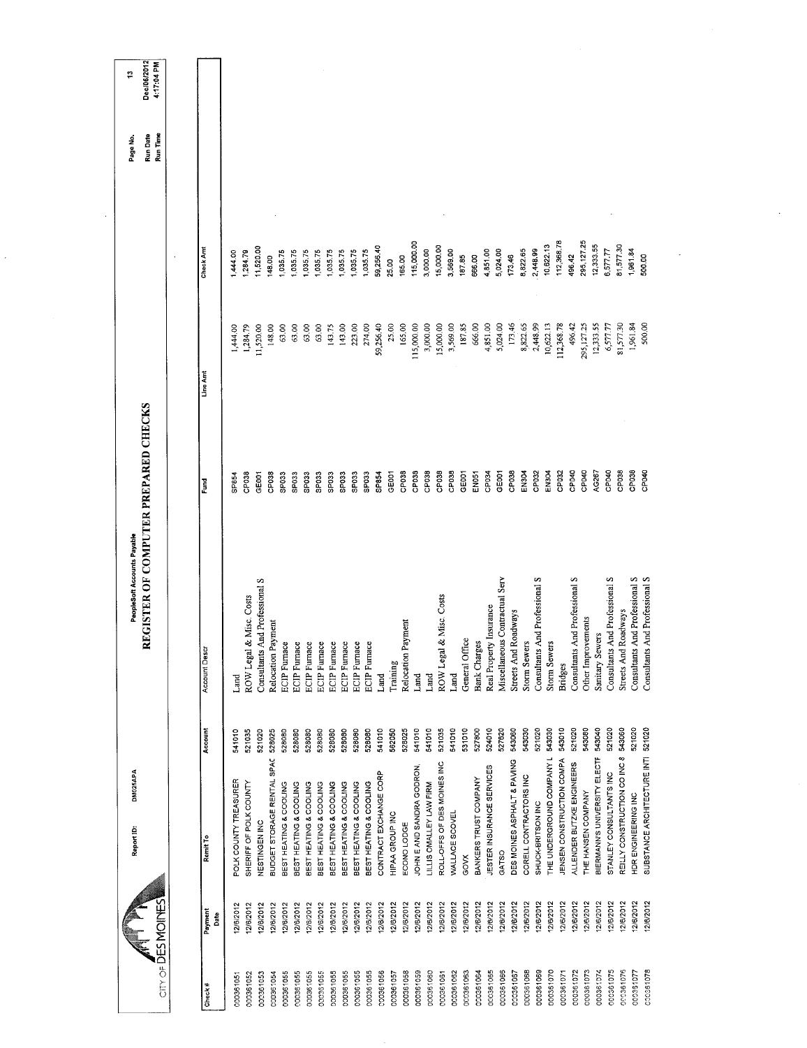CITY OF DES MOINES

Report ID: DM025APA

PeopleSoft Accounts Payable

# REGISTER OF COMPUTER PREPARED CHECKS

Run Date Dec/06/2012
Run Time 4:17:04 PM

| Check # | Payment Date | Remit To | Account | Account Descr | Fund | Line Amt | Check Amt |
|---|---|---|---|---|---|---|---|
| 000361051 | 12/6/2012 | POLK COUNTY TREASURER | 541010 | Land | SP854 | 1,444.00 | 1,444.00 |
| 000361052 | 12/6/2012 | SHERIFF OF POLK COUNTY | 521035 | ROW Legal & Misc. Costs | CP038 | 1,284.79 | 1,284.79 |
| 000361053 | 12/6/2012 | NESTINGEN INC | 521020 | Consultants And Professional S | GE001 | 11,520.00 | 11,520.00 |
| 000361054 | 12/6/2012 | BUDGET STORAGE RENTAL SPAC | 528025 | Relocation Payment | CP038 | 148.00 | 148.00 |
| 000361055 | 12/6/2012 | BEST HEATING & COOLING | 528080 | ECIP Furnace | SP033 | 63.00 | 1,035.75 |
| 000361055 | 12/6/2012 | BEST HEATING & COOLING | 528080 | ECIP Furnace | SP033 | 63.00 | 1,035.75 |
| 000361055 | 12/6/2012 | BEST HEATING & COOLING | 528080 | ECIP Furnace | SP033 | 63.00 | 1,035.75 |
| 000361055 | 12/6/2012 | BEST HEATING & COOLING | 528080 | ECIP Furnace | SP033 | 63.00 | 1,035.75 |
| 000361055 | 12/6/2012 | BEST HEATING & COOLING | 528080 | ECIP Furnace | SP033 | 143.75 | 1,035.75 |
| 000361055 | 12/6/2012 | BEST HEATING & COOLING | 528080 | ECIP Furnace | SP033 | 143.00 | 1,035.75 |
| 000361055 | 12/6/2012 | BEST HEATING & COOLING | 528080 | ECIP Furnace | SP033 | 223.00 | 1,035.75 |
| 000361055 | 12/6/2012 | BEST HEATING & COOLING | 528080 | ECIP Furnace | SP033 | 274.00 | 1,035.75 |
| 000361056 | 12/6/2012 | CONTRACT EXCHANGE CORP | 541010 | Land | SP854 | 59,256.40 | 59,256.40 |
| 000361057 | 12/6/2012 | HIPAA GROUP INC | 562050 | Training | GE001 | 25.00 | 25.00 |
| 000361058 | 12/6/2012 | ECONO LODGE | 528025 | Relocation Payment | CP038 | 165.00 | 165.00 |
| 000361059 | 12/6/2012 | JOHN E AND SANDRA GODRON, | 541010 | Land | CP038 | 115,000.00 | 115,000.00 |
| 000361060 | 12/6/2012 | LILLIS OMALLEY LAW FIRM | 541010 | Land | CP038 | 3,000.00 | 3,000.00 |
| 000361061 | 12/6/2012 | ROLL-OFFS OF DES MOINES INC | 521035 | ROW Legal & Misc Costs | CP038 | 15,000.00 | 15,000.00 |
| 000361062 | 12/6/2012 | WALLACE SCOVEL | 541010 | Land | CP038 | 3,569.00 | 3,569.00 |
| 000361063 | 12/6/2012 | GOVX | 531010 | General Office | GE001 | 187.85 | 187.85 |
| 000361064 | 12/6/2012 | BANKERS TRUST COMPANY | 527800 | Bank Charges | EN051 | 666.00 | 666.00 |
| 000361065 | 12/6/2012 | JESTER INSURANCE SERVICES | 524010 | Real Property Insurance | CP034 | 4,851.00 | 4,851.00 |
| 000361066 | 12/6/2012 | GATSO | 527620 | Miscellaneous Contractual Serv | GE001 | 5,024.00 | 5,024.00 |
| 000361067 | 12/6/2012 | DES MOINES ASPHALT & PAVING | 543060 | Streets And Roadways | CP038 | 173.46 | 173.46 |
| 000361068 | 12/6/2012 | CORELL CONTRACTORS INC | 543030 | Storm Sewers | EN304 | 8,822.65 | 8,822.65 |
| 000361069 | 12/6/2012 | SHUCK-BRITSON INC | 521020 | Consultants And Professional S | CP032 | 2,448.99 | 2,448.99 |
| 000361070 | 12/6/2012 | THE UNDERGROUND COMPANY L | 543030 | Storm Sewers | EN304 | 10,622.13 | 10,622.13 |
| 000361071 | 12/6/2012 | JENSEN CONSTRUCTION COMPA | 543010 | Bridges | CP032 | 112,368.78 | 112,368.78 |
| 000361072 | 12/6/2012 | ALLENDER BUTZKE ENGINEERS | 521020 | Consultants And Professional S | CP040 | 496.42 | 496.42 |
| 000361073 | 12/6/2012 | THE HANSEN COMPANY | 543080 | Other Improvements | CP040 | 295,127.25 | 295,127.25 |
| 000361074 | 12/6/2012 | BIERMANN'S UNIVERSITY ELECTF | 543040 | Sanitary Sewers | AG267 | 12,333.55 | 12,333.55 |
| 000361075 | 12/6/2012 | STANLEY CONSULTANTS INC | 521020 | Consultants And Professional S | CP040 | 6,577.77 | 6,577.77 |
| 000361076 | 12/6/2012 | REILLY CONSTRUCTION CO INC 8 | 543060 | Streets And Roadways | CP038 | 81,577.30 | 81,577.30 |
| 000361077 | 12/6/2012 | HDR ENGINEERING INC | 521020 | Consultants And Professional S | CP038 | 1,961.84 | 1,961.84 |
| 000361078 | 12/6/2012 | SUBSTANCE ARCHITECTURE INTI | 521020 | Consultants And Professional S | CP040 | 500.00 | 500.00 |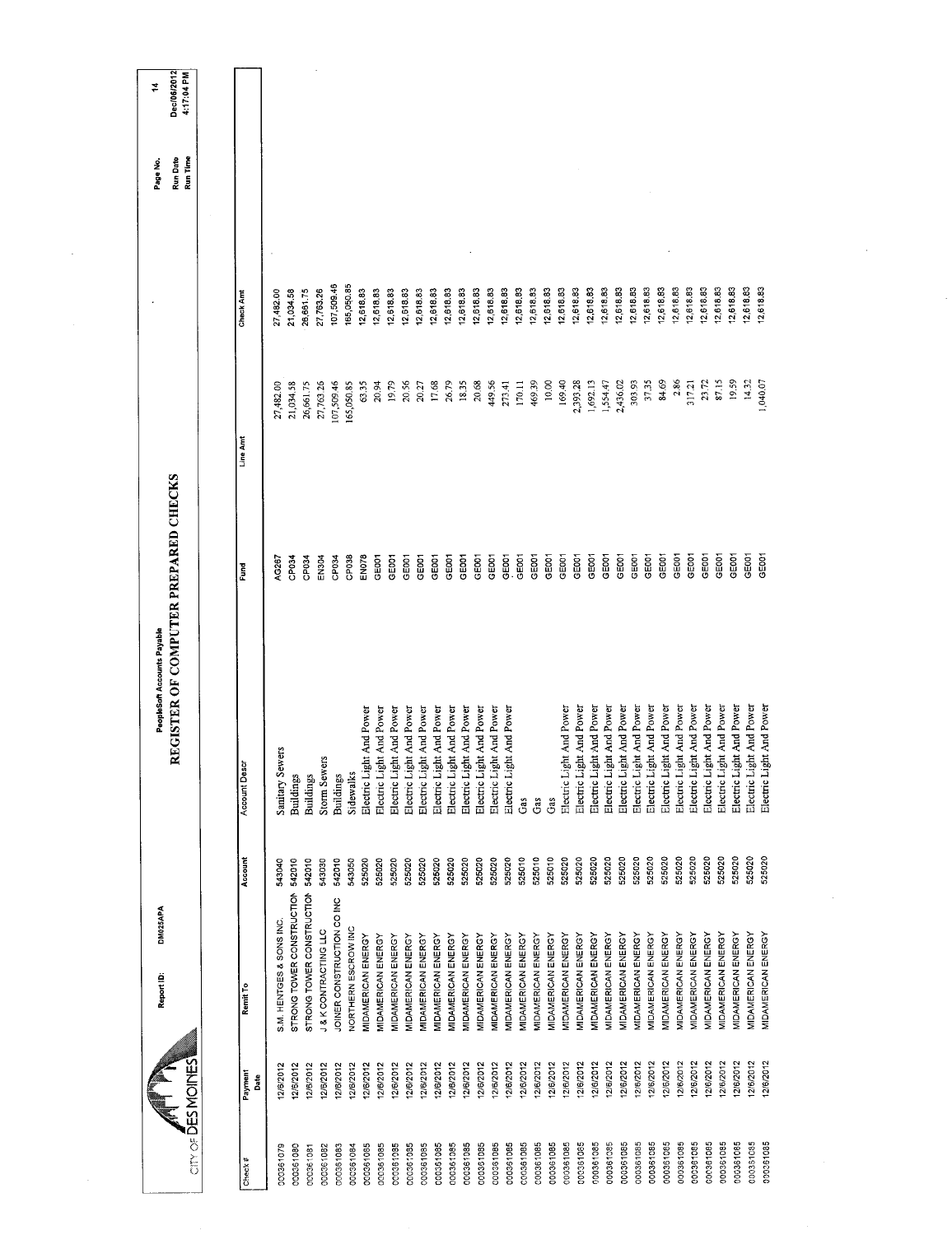CITY OF DES MOINES

Report ID: DM025APA

PeopleSoft Accounts Payable

# REGISTER OF COMPUTER PREPARED CHECKS

Run Date Dec/06/2012
Run Time 4:17:04 PM

| Check # | Payment Date | Remit To | Account | Account Descr | Fund | Line Amt | Check Amt |
|---|---|---|---|---|---|---|---|
| 000361079 | 12/6/2012 | S.M. HENTGES & SONS INC. | 543040 | Sanitary Sewers | AG267 | 27,482.00 | 27,482.00 |
| 000361080 | 12/6/2012 | STRONG TOWER CONSTRUCTION | 542010 | Buildings | CP034 | 21,034.58 | 21,034.58 |
| 000361081 | 12/6/2012 | STRONG TOWER CONSTRUCTION | 542010 | Buildings | CP034 | 26,661.75 | 26,661.75 |
| 000361082 | 12/6/2012 | J & K CONTRACTING LLC | 543030 | Storm Sewers | EN304 | 27,763.26 | 27,763.26 |
| 000361083 | 12/6/2012 | JOINER CONSTRUCTION CO INC | 542010 | Buildings | CP034 | 107,509.46 | 107,509.46 |
| 000361084 | 12/6/2012 | NORTHERN ESCROW INC | 543050 | Sidewalks | CP038 | 165,050.85 | 165,050.85 |
| 000361085 | 12/6/2012 | MIDAMERICAN ENERGY | 525020 | Electric Light And Power | EN078 | 63.35 | 12,618.83 |
| 000361085 | 12/6/2012 | MIDAMERICAN ENERGY | 525020 | Electric Light And Power | GE001 | 20.94 | 12,618.83 |
| 000361085 | 12/6/2012 | MIDAMERICAN ENERGY | 525020 | Electric Light And Power | GE001 | 19.79 | 12,618.83 |
| 000361085 | 12/6/2012 | MIDAMERICAN ENERGY | 525020 | Electric Light And Power | GE001 | 20.56 | 12,618.83 |
| 000361085 | 12/6/2012 | MIDAMERICAN ENERGY | 525020 | Electric Light And Power | GE001 | 20.27 | 12,618.83 |
| 000361085 | 12/6/2012 | MIDAMERICAN ENERGY | 525020 | Electric Light And Power | GE001 | 17.68 | 12,618.83 |
| 000361085 | 12/6/2012 | MIDAMERICAN ENERGY | 525020 | Electric Light And Power | GE001 | 26.79 | 12,618.83 |
| 000361085 | 12/6/2012 | MIDAMERICAN ENERGY | 525020 | Electric Light And Power | GE001 | 18.35 | 12,618.83 |
| 000361085 | 12/6/2012 | MIDAMERICAN ENERGY | 525020 | Electric Light And Power | GE001 | 20.68 | 12,618.83 |
| 000361085 | 12/6/2012 | MIDAMERICAN ENERGY | 525020 | Electric Light And Power | GE001 | 449.56 | 12,618.83 |
| 000361085 | 12/6/2012 | MIDAMERICAN ENERGY | 525020 | Electric Light And Power | GE001 | 273.41 | 12,618.83 |
| 000361085 | 12/6/2012 | MIDAMERICAN ENERGY | 525010 | Gas | GE001 | 170.11 | 12,618.83 |
| 000361085 | 12/6/2012 | MIDAMERICAN ENERGY | 525010 | Gas | GE001 | 469.39 | 12,618.83 |
| 000361085 | 12/6/2012 | MIDAMERICAN ENERGY | 525010 | Gas | GE001 | 10.00 | 12,618.83 |
| 000361085 | 12/6/2012 | MIDAMERICAN ENERGY | 525020 | Electric Light And Power | GE001 | 169.40 | 12,618.83 |
| 000361085 | 12/6/2012 | MIDAMERICAN ENERGY | 525020 | Electric Light And Power | GE001 | 2,393.28 | 12,618.83 |
| 000361085 | 12/6/2012 | MIDAMERICAN ENERGY | 525020 | Electric Light And Power | GE001 | 1,692.13 | 12,618.83 |
| 000361085 | 12/6/2012 | MIDAMERICAN ENERGY | 525020 | Electric Light And Power | GE001 | 1,554.47 | 12,618.83 |
| 000361085 | 12/6/2012 | MIDAMERICAN ENERGY | 525020 | Electric Light And Power | GE001 | 2,436.02 | 12,618.83 |
| 000361085 | 12/6/2012 | MIDAMERICAN ENERGY | 525020 | Electric Light And Power | GE001 | 303.93 | 12,618.83 |
| 000361085 | 12/6/2012 | MIDAMERICAN ENERGY | 525020 | Electric Light And Power | GE001 | 37.35 | 12,618.83 |
| 000361085 | 12/6/2012 | MIDAMERICAN ENERGY | 525020 | Electric Light And Power | GE001 | 84.69 | 12,618.83 |
| 000361085 | 12/6/2012 | MIDAMERICAN ENERGY | 525020 | Electric Light And Power | GE001 | 2.86 | 12,618.83 |
| 000361085 | 12/6/2012 | MIDAMERICAN ENERGY | 525020 | Electric Light And Power | GE001 | 317.21 | 12,618.83 |
| 000361085 | 12/6/2012 | MIDAMERICAN ENERGY | 525020 | Electric Light And Power | GE001 | 23.72 | 12,618.83 |
| 000361085 | 12/6/2012 | MIDAMERICAN ENERGY | 525020 | Electric Light And Power | GE001 | 87.15 | 12,618.83 |
| 000361085 | 12/6/2012 | MIDAMERICAN ENERGY | 525020 | Electric Light And Power | GE001 | 19.59 | 12,618.83 |
| 000361085 | 12/6/2012 | MIDAMERICAN ENERGY | 525020 | Electric Light And Power | GE001 | 14.32 | 12,618.83 |
| 000361085 | 12/6/2012 | MIDAMERICAN ENERGY | 525020 | Electric Light And Power | GE001 | 1,040.07 | 12,618.83 |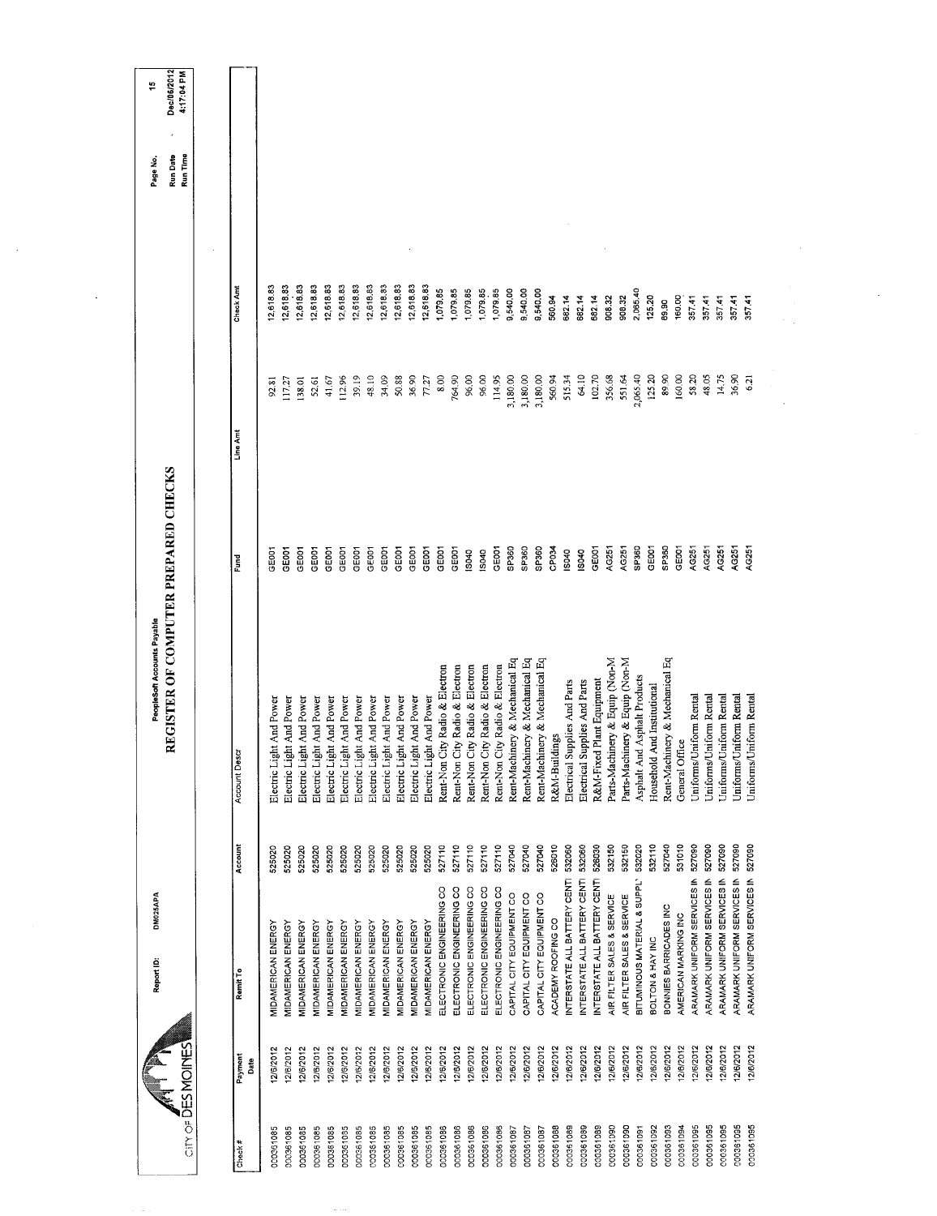CITY OF DES MOINES

Report ID: DM025APA

PeopleSoft Accounts Payable

# REGISTER OF COMPUTER PREPARED CHECKS

Run Date Dec/06/2012
Run Time 4:17:04 PM

| Check # | Payment Date | Remit To | Account | Account Descr | Fund | Line Amt | Check Amt |
|---|---|---|---|---|---|---|---|
| 000361085 | 12/6/2012 | MIDAMERICAN ENERGY | 525020 | Electric Light And Power | GE001 | 92.81 | 12,618.83 |
| 000361085 | 12/6/2012 | MIDAMERICAN ENERGY | 525020 | Electric Light And Power | GE001 | 117.27 | 12,618.83 |
| 000361085 | 12/6/2012 | MIDAMERICAN ENERGY | 525020 | Electric Light And Power | GE001 | 138.01 | 12,618.83 |
| 000361085 | 12/6/2012 | MIDAMERICAN ENERGY | 525020 | Electric Light And Power | GE001 | 52.61 | 12,618.83 |
| 000361085 | 12/6/2012 | MIDAMERICAN ENERGY | 525020 | Electric Light And Power | GE001 | 41.67 | 12,618.83 |
| 000361085 | 12/6/2012 | MIDAMERICAN ENERGY | 525020 | Electric Light And Power | GE001 | 112.96 | 12,618.83 |
| 000361085 | 12/6/2012 | MIDAMERICAN ENERGY | 525020 | Electric Light And Power | GE001 | 39.19 | 12,618.83 |
| 000361085 | 12/6/2012 | MIDAMERICAN ENERGY | 525020 | Electric Light And Power | GE001 | 48.10 | 12,618.83 |
| 000361085 | 12/6/2012 | MIDAMERICAN ENERGY | 525020 | Electric Light And Power | GE001 | 34.09 | 12,618.83 |
| 000361085 | 12/6/2012 | MIDAMERICAN ENERGY | 525020 | Electric Light And Power | GE001 | 50.88 | 12,618.83 |
| 000361085 | 12/6/2012 | MIDAMERICAN ENERGY | 525020 | Electric Light And Power | GE001 | 36.90 | 12,618.83 |
| 000361085 | 12/6/2012 | MIDAMERICAN ENERGY | 525020 | Electric Light And Power | GE001 | 77.27 | 12,618.83 |
| 000361086 | 12/6/2012 | ELECTRONIC ENGINEERING CO | 527110 | Rent-Non City Radio & Electron | GE001 | 8.00 | 1,079.85 |
| 000361086 | 12/6/2012 | ELECTRONIC ENGINEERING CO | 527110 | Rent-Non City Radio & Electron | GE001 | 764.90 | 1,079.85 |
| 000361086 | 12/6/2012 | ELECTRONIC ENGINEERING CO | 527110 | Rent-Non City Radio & Electron | IS040 | 96.00 | 1,079.85 |
| 000361086 | 12/6/2012 | ELECTRONIC ENGINEERING CO | 527110 | Rent-Non City Radio & Electron | IS040 | 96.00 | 1,079.85 |
| 000361086 | 12/6/2012 | ELECTRONIC ENGINEERING CO | 527110 | Rent-Non City Radio & Electron | GE001 | 114.95 | 1,079.85 |
| 000361087 | 12/6/2012 | CAPITAL CITY EQUIPMENT CO | 527040 | Rent-Machinery & Mechanical Eq | SP360 | 3,180.00 | 9,540.00 |
| 000361087 | 12/6/2012 | CAPITAL CITY EQUIPMENT CO | 527040 | Rent-Machinery & Mechanical Eq | SP360 | 3,180.00 | 9,540.00 |
| 000361087 | 12/6/2012 | CAPITAL CITY EQUIPMENT CO | 527040 | Rent-Machinery & Mechanical Eq | SP360 | 3,180.00 | 9,540.00 |
| 000361088 | 12/6/2012 | ACADEMY ROOFING CO | 526010 | R&M-Buildings | CP034 | 560.94 | 560.94 |
| 000361089 | 12/6/2012 | INTERSTATE ALL BATTERY CENTI | 532060 | Electrical Supplies And Parts | IS040 | 515.34 | 682.14 |
| 000361089 | 12/6/2012 | INTERSTATE ALL BATTERY CENTI | 532060 | Electrical Supplies And Parts | IS040 | 64.10 | 682.14 |
| 000361089 | 12/6/2012 | INTERSTATE ALL BATTERY CENTI | 526030 | R&M-Fixed Plant Equipment | GE001 | 102.70 | 682.14 |
| 000361090 | 12/6/2012 | AIR FILTER SALES & SERVICE | 532150 | Parts-Machinery & Equip (Non-M | AG251 | 356.68 | 908.32 |
| 000361090 | 12/6/2012 | AIR FILTER SALES & SERVICE | 532150 | Parts-Machinery & Equip (Non-M | AG251 | 551.64 | 908.32 |
| 000361091 | 12/6/2012 | BITUMINOUS MATERIAL & SUPPL' | 532020 | Asphalt And Asphalt Products | SP360 | 2,065.40 | 2,065.40 |
| 000361092 | 12/6/2012 | BOLTON & HAY INC | 532110 | Household And Institutional | GE001 | 125.20 | 125.20 |
| 000361093 | 12/6/2012 | BONNIES BARRICADES INC | 527040 | Rent-Machinery & Mechanical Eq | SP360 | 89.90 | 89.90 |
| 000361094 | 12/6/2012 | AMERICAN MARKING INC | 531010 | General Office | GE001 | 160.00 | 160.00 |
| 000361095 | 12/6/2012 | ARAMARK UNIFORM SERVICES IN | 527090 | Uniforms/Uniform Rental | AG251 | 58.20 | 357.41 |
| 000361095 | 12/6/2012 | ARAMARK UNIFORM SERVICES IN | 527090 | Uniforms/Uniform Rental | AG251 | 48.05 | 357.41 |
| 000361095 | 12/6/2012 | ARAMARK UNIFORM SERVICES IN | 527090 | Uniforms/Uniform Rental | AG251 | 14.75 | 357.41 |
| 000361095 | 12/6/2012 | ARAMARK UNIFORM SERVICES IN | 527090 | Uniforms/Uniform Rental | AG251 | 36.90 | 357.41 |
| 000361095 | 12/6/2012 | ARAMARK UNIFORM SERVICES IN | 527090 | Uniforms/Uniform Rental | AG251 | 6.21 | 357.41 |